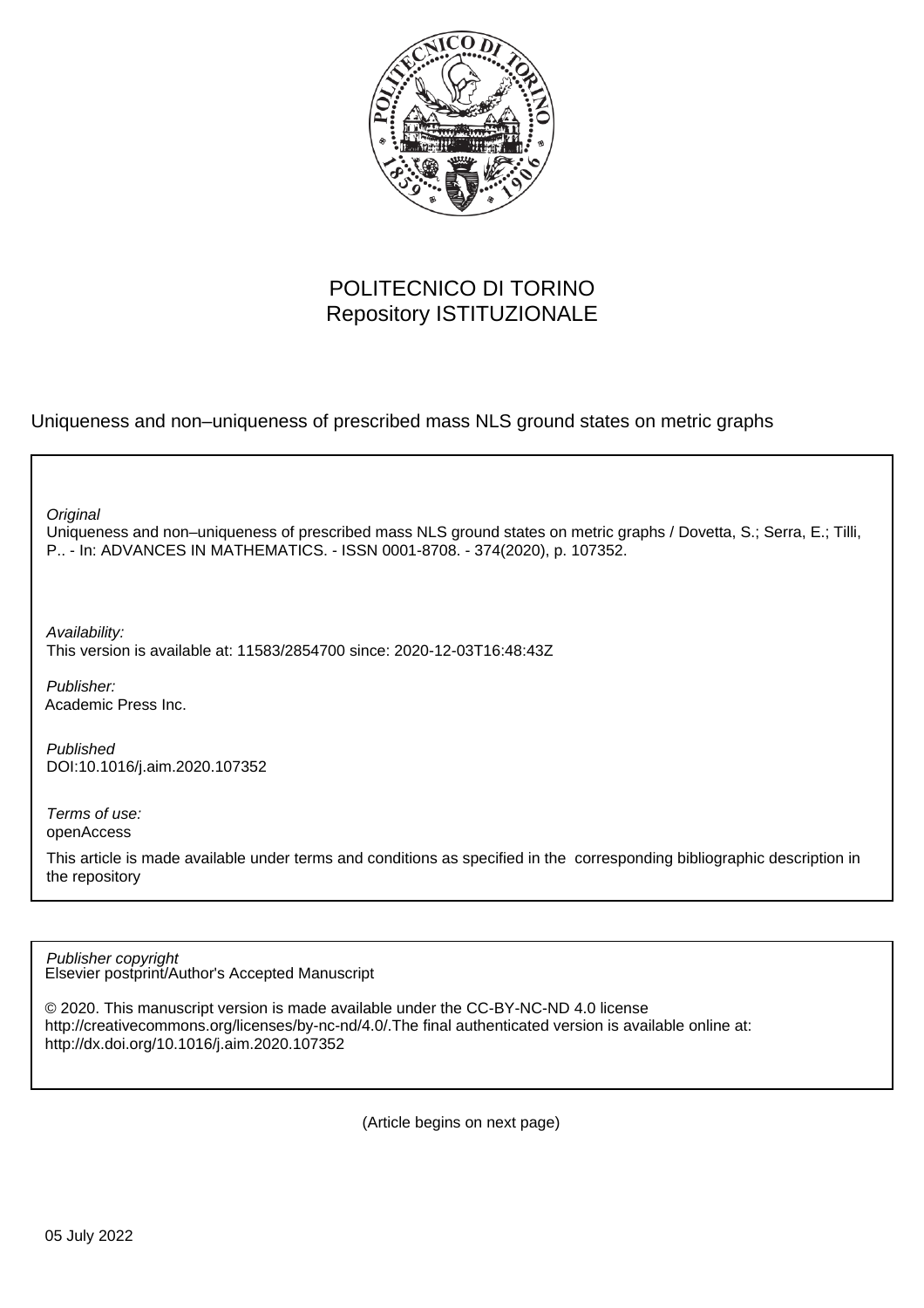POLITECNICO DI TORINO
Repository ISTITUZIONALE

Uniqueness and non–uniqueness of prescribed mass NLS ground states on metric graphs

*Original*
Uniqueness and non–uniqueness of prescribed mass NLS ground states on metric graphs / Dovetta, S.; Serra, E.; Tilli, P.. - In: ADVANCES IN MATHEMATICS. - ISSN 0001-8708. - 374(2020), p. 107352.

*Availability:*
This version is available at: 11583/2854700 since: 2020-12-03T16:48:43Z

*Publisher:*
Academic Press Inc.

*Published*
DOI:10.1016/j.aim.2020.107352

*Terms of use:*
openAccess

This article is made available under terms and conditions as specified in the corresponding bibliographic description in the repository

*Publisher copyright*
Elsevier postprint/Author's Accepted Manuscript

© 2020. This manuscript version is made available under the CC-BY-NC-ND 4.0 license http://creativecommons.org/licenses/by-nc-nd/4.0/.The final authenticated version is available online at: http://dx.doi.org/10.1016/j.aim.2020.107352

(Article begins on next page)

05 July 2022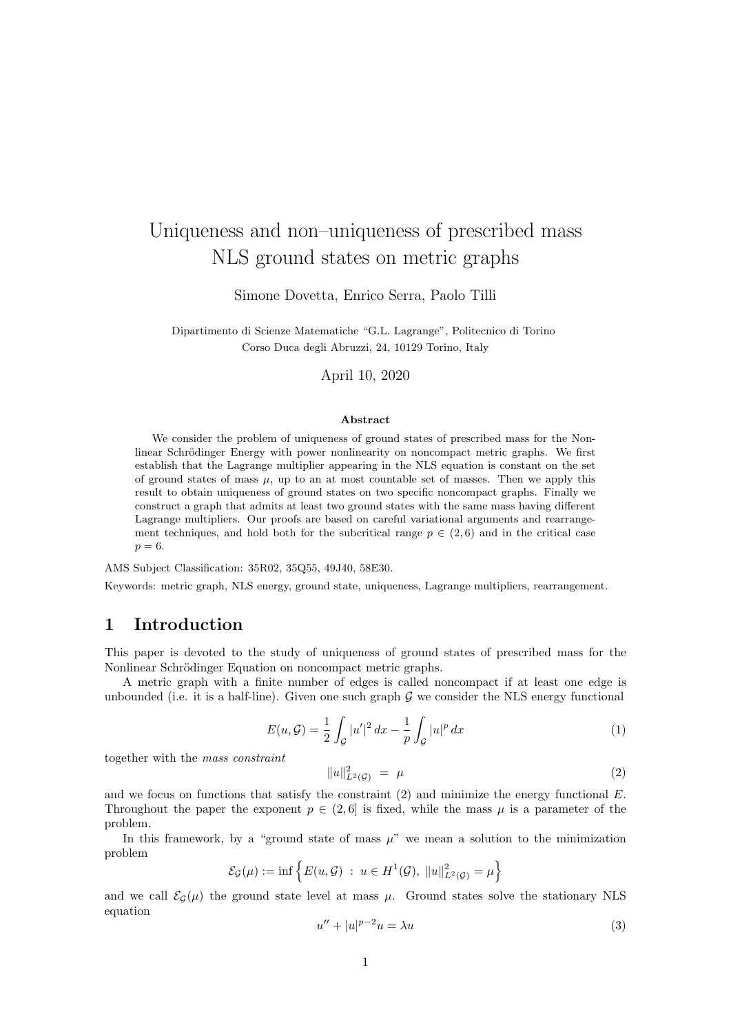# Uniqueness and non–uniqueness of prescribed mass NLS ground states on metric graphs

Simone Dovetta, Enrico Serra, Paolo Tilli

Dipartimento di Scienze Matematiche "G.L. Lagrange", Politecnico di Torino
Corso Duca degli Abruzzi, 24, 10129 Torino, Italy

April 10, 2020

### Abstract

We consider the problem of uniqueness of ground states of prescribed mass for the Nonlinear Schrödinger Energy with power nonlinearity on noncompact metric graphs. We first establish that the Lagrange multiplier appearing in the NLS equation is constant on the set of ground states of mass $\mu$, up to an at most countable set of masses. Then we apply this result to obtain uniqueness of ground states on two specific noncompact graphs. Finally we construct a graph that admits at least two ground states with the same mass having different Lagrange multipliers. Our proofs are based on careful variational arguments and rearrangement techniques, and hold both for the subcritical range $p \in (2, 6)$ and in the critical case $p = 6$.

AMS Subject Classification: 35R02, 35Q55, 49J40, 58E30.

Keywords: metric graph, NLS energy, ground state, uniqueness, Lagrange multipliers, rearrangement.

## 1 Introduction

This paper is devoted to the study of uniqueness of ground states of prescribed mass for the Nonlinear Schrödinger Equation on noncompact metric graphs.

A metric graph with a finite number of edges is called noncompact if at least one edge is unbounded (i.e. it is a half-line). Given one such graph $\mathcal{G}$ we consider the NLS energy functional

$$E(u, \mathcal{G}) = \frac{1}{2}\int_{\mathcal{G}} |u'|^2 \, dx - \frac{1}{p}\int_{\mathcal{G}} |u|^p \, dx \tag{1}$$

together with the *mass constraint*

$$\|u\|^2_{L^2(\mathcal{G})} \; = \; \mu \tag{2}$$

and we focus on functions that satisfy the constraint (2) and minimize the energy functional $E$. Throughout the paper the exponent $p \in (2, 6]$ is fixed, while the mass $\mu$ is a parameter of the problem.

In this framework, by a "ground state of mass $\mu$" we mean a solution to the minimization problem

$$\mathcal{E}_{\mathcal{G}}(\mu) := \inf\left\{ E(u, \mathcal{G}) \; : \; u \in H^1(\mathcal{G}), \; \|u\|^2_{L^2(\mathcal{G})} = \mu \right\}$$

and we call $\mathcal{E}_{\mathcal{G}}(\mu)$ the ground state level at mass $\mu$. Ground states solve the stationary NLS equation

$$u'' + |u|^{p-2}u = \lambda u \tag{3}$$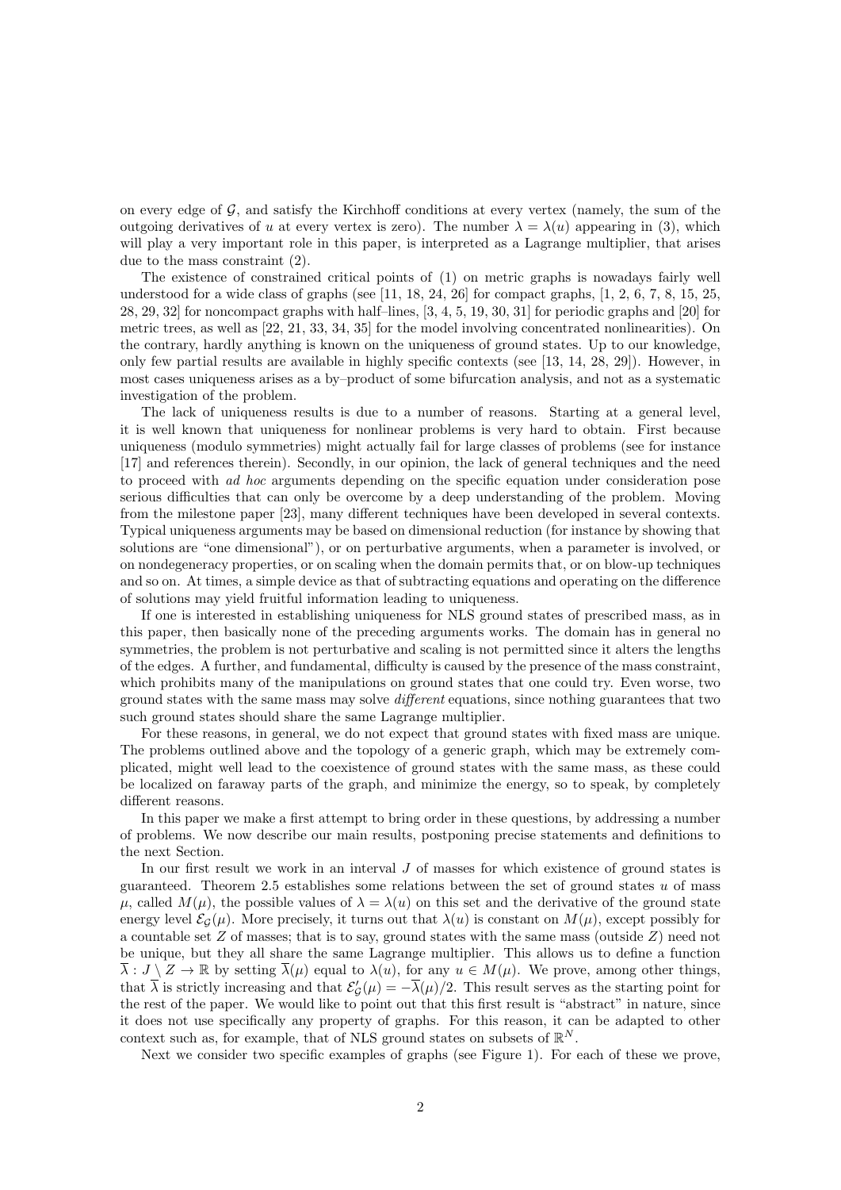on every edge of $\mathcal{G}$, and satisfy the Kirchhoff conditions at every vertex (namely, the sum of the outgoing derivatives of $u$ at every vertex is zero). The number $\lambda = \lambda(u)$ appearing in (3), which will play a very important role in this paper, is interpreted as a Lagrange multiplier, that arises due to the mass constraint (2).

The existence of constrained critical points of (1) on metric graphs is nowadays fairly well understood for a wide class of graphs (see [11, 18, 24, 26] for compact graphs, [1, 2, 6, 7, 8, 15, 25, 28, 29, 32] for noncompact graphs with half–lines, [3, 4, 5, 19, 30, 31] for periodic graphs and [20] for metric trees, as well as [22, 21, 33, 34, 35] for the model involving concentrated nonlinearities). On the contrary, hardly anything is known on the uniqueness of ground states. Up to our knowledge, only few partial results are available in highly specific contexts (see [13, 14, 28, 29]). However, in most cases uniqueness arises as a by–product of some bifurcation analysis, and not as a systematic investigation of the problem.

The lack of uniqueness results is due to a number of reasons. Starting at a general level, it is well known that uniqueness for nonlinear problems is very hard to obtain. First because uniqueness (modulo symmetries) might actually fail for large classes of problems (see for instance [17] and references therein). Secondly, in our opinion, the lack of general techniques and the need to proceed with *ad hoc* arguments depending on the specific equation under consideration pose serious difficulties that can only be overcome by a deep understanding of the problem. Moving from the milestone paper [23], many different techniques have been developed in several contexts. Typical uniqueness arguments may be based on dimensional reduction (for instance by showing that solutions are "one dimensional"), or on perturbative arguments, when a parameter is involved, or on nondegeneracy properties, or on scaling when the domain permits that, or on blow-up techniques and so on. At times, a simple device as that of subtracting equations and operating on the difference of solutions may yield fruitful information leading to uniqueness.

If one is interested in establishing uniqueness for NLS ground states of prescribed mass, as in this paper, then basically none of the preceding arguments works. The domain has in general no symmetries, the problem is not perturbative and scaling is not permitted since it alters the lengths of the edges. A further, and fundamental, difficulty is caused by the presence of the mass constraint, which prohibits many of the manipulations on ground states that one could try. Even worse, two ground states with the same mass may solve *different* equations, since nothing guarantees that two such ground states should share the same Lagrange multiplier.

For these reasons, in general, we do not expect that ground states with fixed mass are unique. The problems outlined above and the topology of a generic graph, which may be extremely complicated, might well lead to the coexistence of ground states with the same mass, as these could be localized on faraway parts of the graph, and minimize the energy, so to speak, by completely different reasons.

In this paper we make a first attempt to bring order in these questions, by addressing a number of problems. We now describe our main results, postponing precise statements and definitions to the next Section.

In our first result we work in an interval $J$ of masses for which existence of ground states is guaranteed. Theorem 2.5 establishes some relations between the set of ground states $u$ of mass $\mu$, called $M(\mu)$, the possible values of $\lambda = \lambda(u)$ on this set and the derivative of the ground state energy level $\mathcal{E}_{\mathcal{G}}(\mu)$. More precisely, it turns out that $\lambda(u)$ is constant on $M(\mu)$, except possibly for a countable set $Z$ of masses; that is to say, ground states with the same mass (outside $Z$) need not be unique, but they all share the same Lagrange multiplier. This allows us to define a function $\overline{\lambda} : J \setminus Z \to \mathbb{R}$ by setting $\overline{\lambda}(\mu)$ equal to $\lambda(u)$, for any $u \in M(\mu)$. We prove, among other things, that $\overline{\lambda}$ is strictly increasing and that $\mathcal{E}'_{\mathcal{G}}(\mu) = -\overline{\lambda}(\mu)/2$. This result serves as the starting point for the rest of the paper. We would like to point out that this first result is "abstract" in nature, since it does not use specifically any property of graphs. For this reason, it can be adapted to other context such as, for example, that of NLS ground states on subsets of $\mathbb{R}^N$.

Next we consider two specific examples of graphs (see Figure 1). For each of these we prove,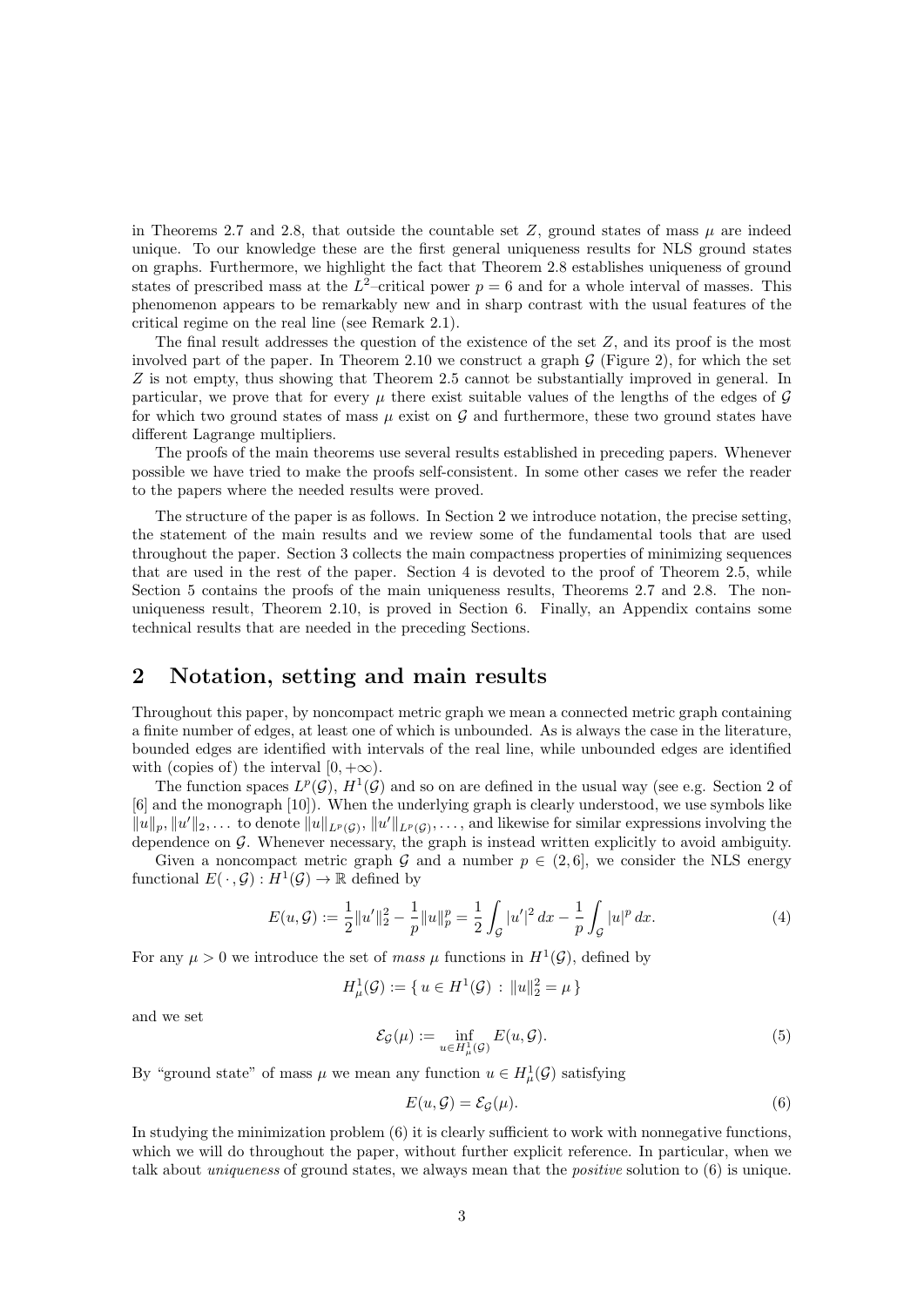in Theorems 2.7 and 2.8, that outside the countable set $Z$, ground states of mass $\mu$ are indeed unique. To our knowledge these are the first general uniqueness results for NLS ground states on graphs. Furthermore, we highlight the fact that Theorem 2.8 establishes uniqueness of ground states of prescribed mass at the $L^2$–critical power $p = 6$ and for a whole interval of masses. This phenomenon appears to be remarkably new and in sharp contrast with the usual features of the critical regime on the real line (see Remark 2.1).

The final result addresses the question of the existence of the set $Z$, and its proof is the most involved part of the paper. In Theorem 2.10 we construct a graph $\mathcal{G}$ (Figure 2), for which the set $Z$ is not empty, thus showing that Theorem 2.5 cannot be substantially improved in general. In particular, we prove that for every $\mu$ there exist suitable values of the lengths of the edges of $\mathcal{G}$ for which two ground states of mass $\mu$ exist on $\mathcal{G}$ and furthermore, these two ground states have different Lagrange multipliers.

The proofs of the main theorems use several results established in preceding papers. Whenever possible we have tried to make the proofs self-consistent. In some other cases we refer the reader to the papers where the needed results were proved.

The structure of the paper is as follows. In Section 2 we introduce notation, the precise setting, the statement of the main results and we review some of the fundamental tools that are used throughout the paper. Section 3 collects the main compactness properties of minimizing sequences that are used in the rest of the paper. Section 4 is devoted to the proof of Theorem 2.5, while Section 5 contains the proofs of the main uniqueness results, Theorems 2.7 and 2.8. The non-uniqueness result, Theorem 2.10, is proved in Section 6. Finally, an Appendix contains some technical results that are needed in the preceding Sections.

## 2 Notation, setting and main results

Throughout this paper, by noncompact metric graph we mean a connected metric graph containing a finite number of edges, at least one of which is unbounded. As is always the case in the literature, bounded edges are identified with intervals of the real line, while unbounded edges are identified with (copies of) the interval $[0, +\infty)$.

The function spaces $L^p(\mathcal{G})$, $H^1(\mathcal{G})$ and so on are defined in the usual way (see e.g. Section 2 of [6] and the monograph [10]). When the underlying graph is clearly understood, we use symbols like $\|u\|_p, \|u'\|_2, \dots$ to denote $\|u\|_{L^p(\mathcal{G})}$, $\|u'\|_{L^p(\mathcal{G})}, \dots$, and likewise for similar expressions involving the dependence on $\mathcal{G}$. Whenever necessary, the graph is instead written explicitly to avoid ambiguity.

Given a noncompact metric graph $\mathcal{G}$ and a number $p \in (2, 6]$, we consider the NLS energy functional $E(\,\cdot\,, \mathcal{G}) : H^1(\mathcal{G}) \to \mathbb{R}$ defined by

$$E(u, \mathcal{G}) := \frac{1}{2}\|u'\|_2^2 - \frac{1}{p}\|u\|_p^p = \frac{1}{2}\int_{\mathcal{G}} |u'|^2\,dx - \frac{1}{p}\int_{\mathcal{G}} |u|^p\,dx. \tag{4}$$

For any $\mu > 0$ we introduce the set of *mass* $\mu$ functions in $H^1(\mathcal{G})$, defined by

$$H^1_\mu(\mathcal{G}) := \{\, u \in H^1(\mathcal{G}) \,:\, \|u\|_2^2 = \mu \,\}$$

and we set

$$\mathcal{E}_{\mathcal{G}}(\mu) := \inf_{u \in H^1_\mu(\mathcal{G})} E(u, \mathcal{G}). \tag{5}$$

By "ground state" of mass $\mu$ we mean any function $u \in H^1_\mu(\mathcal{G})$ satisfying

$$E(u, \mathcal{G}) = \mathcal{E}_{\mathcal{G}}(\mu). \tag{6}$$

In studying the minimization problem (6) it is clearly sufficient to work with nonnegative functions, which we will do throughout the paper, without further explicit reference. In particular, when we talk about *uniqueness* of ground states, we always mean that the *positive* solution to (6) is unique.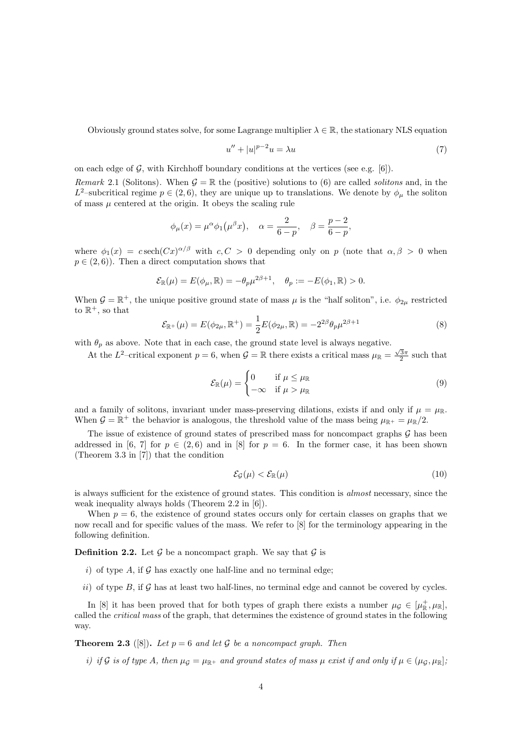Obviously ground states solve, for some Lagrange multiplier $\lambda \in \mathbb{R}$, the stationary NLS equation

$$u'' + |u|^{p-2}u = \lambda u \tag{7}$$

on each edge of $\mathcal{G}$, with Kirchhoff boundary conditions at the vertices (see e.g. [6]).

*Remark* 2.1 (Solitons). When $\mathcal{G} = \mathbb{R}$ the (positive) solutions to (6) are called *solitons* and, in the $L^2$–subcritical regime $p \in (2,6)$, they are unique up to translations. We denote by $\phi_\mu$ the soliton of mass $\mu$ centered at the origin. It obeys the scaling rule

$$\phi_\mu(x) = \mu^\alpha \phi_1\big(\mu^\beta x\big), \quad \alpha = \frac{2}{6-p}, \quad \beta = \frac{p-2}{6-p},$$

where $\phi_1(x) = c\,\mathrm{sech}(Cx)^{\alpha/\beta}$ with $c, C > 0$ depending only on $p$ (note that $\alpha, \beta > 0$ when $p \in (2,6)$). Then a direct computation shows that

$$\mathcal{E}_{\mathbb{R}}(\mu) = E(\phi_\mu, \mathbb{R}) = -\theta_p \mu^{2\beta+1}, \quad \theta_p := -E(\phi_1, \mathbb{R}) > 0.$$

When $\mathcal{G} = \mathbb{R}^+$, the unique positive ground state of mass $\mu$ is the "half soliton", i.e. $\phi_{2\mu}$ restricted to $\mathbb{R}^+$, so that

$$\mathcal{E}_{\mathbb{R}^+}(\mu) = E(\phi_{2\mu}, \mathbb{R}^+) = \frac{1}{2}E(\phi_{2\mu}, \mathbb{R}) = -2^{2\beta}\theta_p \mu^{2\beta+1} \tag{8}$$

with $\theta_p$ as above. Note that in each case, the ground state level is always negative.

At the $L^2$–critical exponent $p = 6$, when $\mathcal{G} = \mathbb{R}$ there exists a critical mass $\mu_{\mathbb{R}} = \frac{\sqrt{3}\pi}{2}$ such that

$$\mathcal{E}_{\mathbb{R}}(\mu) = \begin{cases} 0 & \text{if } \mu \le \mu_{\mathbb{R}} \\ -\infty & \text{if } \mu > \mu_{\mathbb{R}} \end{cases} \tag{9}$$

and a family of solitons, invariant under mass-preserving dilations, exists if and only if $\mu = \mu_{\mathbb{R}}$. When $\mathcal{G} = \mathbb{R}^+$ the behavior is analogous, the threshold value of the mass being $\mu_{\mathbb{R}^+} = \mu_{\mathbb{R}}/2$.

The issue of existence of ground states of prescribed mass for noncompact graphs $\mathcal{G}$ has been addressed in [6, 7] for $p \in (2,6)$ and in [8] for $p = 6$. In the former case, it has been shown (Theorem 3.3 in [7]) that the condition

$$\mathcal{E}_{\mathcal{G}}(\mu) < \mathcal{E}_{\mathbb{R}}(\mu) \tag{10}$$

is always sufficient for the existence of ground states. This condition is *almost* necessary, since the weak inequality always holds (Theorem 2.2 in [6]).

When $p = 6$, the existence of ground states occurs only for certain classes on graphs that we now recall and for specific values of the mass. We refer to [8] for the terminology appearing in the following definition.

**Definition 2.2.** Let $\mathcal{G}$ be a noncompact graph. We say that $\mathcal{G}$ is

*i)* of type $A$, if $\mathcal{G}$ has exactly one half-line and no terminal edge;

*ii)* of type $B$, if $\mathcal{G}$ has at least two half-lines, no terminal edge and cannot be covered by cycles.

In [8] it has been proved that for both types of graph there exists a number $\mu_{\mathcal{G}} \in [\mu_{\mathbb{R}}^+, \mu_{\mathbb{R}}]$, called the *critical mass* of the graph, that determines the existence of ground states in the following way.

**Theorem 2.3** ([8])**.** *Let $p = 6$ and let $\mathcal{G}$ be a noncompact graph. Then*

*i) if $\mathcal{G}$ is of type A, then $\mu_{\mathcal{G}} = \mu_{\mathbb{R}^+}$ and ground states of mass $\mu$ exist if and only if $\mu \in (\mu_{\mathcal{G}}, \mu_{\mathbb{R}}]$;*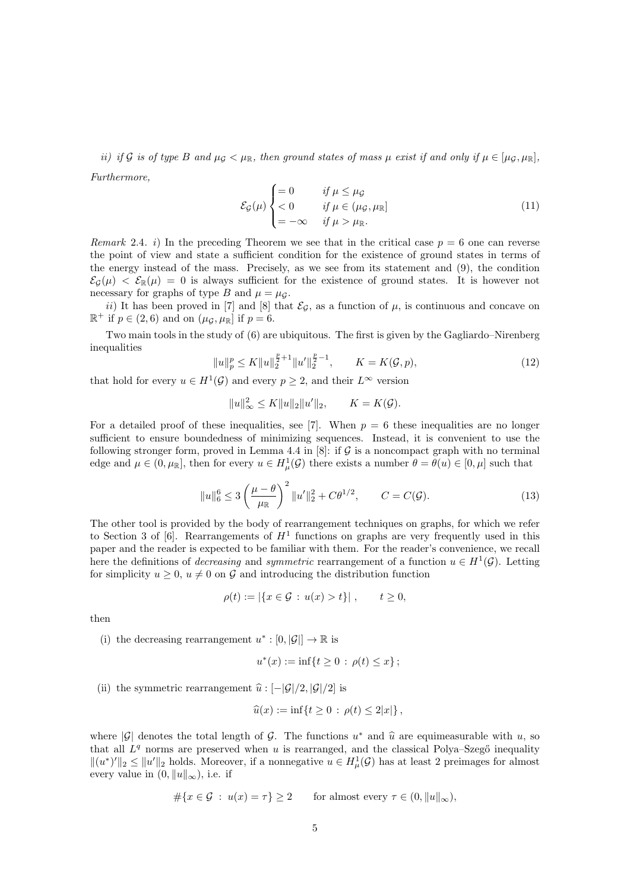*ii) if $\mathcal{G}$ is of type B and $\mu_{\mathcal{G}} < \mu_{\mathbb{R}}$, then ground states of mass $\mu$ exist if and only if $\mu \in [\mu_{\mathcal{G}}, \mu_{\mathbb{R}}]$,*

*Furthermore,*

$$\mathcal{E}_{\mathcal{G}}(\mu) \begin{cases} = 0 & \text{if } \mu \leq \mu_{\mathcal{G}} \\ < 0 & \text{if } \mu \in (\mu_{\mathcal{G}}, \mu_{\mathbb{R}}] \\ = -\infty & \text{if } \mu > \mu_{\mathbb{R}}. \end{cases} \tag{11}$$

*Remark* 2.4. *i)* In the preceding Theorem we see that in the critical case $p = 6$ one can reverse the point of view and state a sufficient condition for the existence of ground states in terms of the energy instead of the mass. Precisely, as we see from its statement and (9), the condition $\mathcal{E}_{\mathcal{G}}(\mu) < \mathcal{E}_{\mathbb{R}}(\mu) = 0$ is always sufficient for the existence of ground states. It is however not necessary for graphs of type $B$ and $\mu = \mu_{\mathcal{G}}$.

*ii)* It has been proved in [7] and [8] that $\mathcal{E}_{\mathcal{G}}$, as a function of $\mu$, is continuous and concave on $\mathbb{R}^+$ if $p \in (2, 6)$ and on $(\mu_{\mathcal{G}}, \mu_{\mathbb{R}}]$ if $p = 6$.

Two main tools in the study of (6) are ubiquitous. The first is given by the Gagliardo–Nirenberg inequalities

$$\|u\|_p^p \leq K \|u\|_2^{\frac{p}{2}+1} \|u'\|_2^{\frac{p}{2}-1}, \qquad K = K(\mathcal{G}, p), \tag{12}$$

that hold for every $u \in H^1(\mathcal{G})$ and every $p \geq 2$, and their $L^\infty$ version

$$\|u\|_\infty^2 \leq K \|u\|_2 \|u'\|_2, \qquad K = K(\mathcal{G}).$$

For a detailed proof of these inequalities, see [7]. When $p = 6$ these inequalities are no longer sufficient to ensure boundedness of minimizing sequences. Instead, it is convenient to use the following stronger form, proved in Lemma 4.4 in [8]: if $\mathcal{G}$ is a noncompact graph with no terminal edge and $\mu \in (0, \mu_{\mathbb{R}}]$, then for every $u \in H^1_\mu(\mathcal{G})$ there exists a number $\theta = \theta(u) \in [0, \mu]$ such that

$$\|u\|_6^6 \leq 3 \left( \frac{\mu - \theta}{\mu_{\mathbb{R}}} \right)^2 \|u'\|_2^2 + C\theta^{1/2}, \qquad C = C(\mathcal{G}). \tag{13}$$

The other tool is provided by the body of rearrangement techniques on graphs, for which we refer to Section 3 of [6]. Rearrangements of $H^1$ functions on graphs are very frequently used in this paper and the reader is expected to be familiar with them. For the reader's convenience, we recall here the definitions of *decreasing* and *symmetric* rearrangement of a function $u \in H^1(\mathcal{G})$. Letting for simplicity $u \geq 0$, $u \not\equiv 0$ on $\mathcal{G}$ and introducing the distribution function

$$\rho(t) := |\{x \in \mathcal{G} \,:\, u(x) > t\}| \,, \qquad t \geq 0,$$

then

(i) the decreasing rearrangement $u^* : [0, |\mathcal{G}|] \to \mathbb{R}$ is

$$u^*(x) := \inf\{t \geq 0 \,:\, \rho(t) \leq x\} \,;$$

(ii) the symmetric rearrangement $\widehat{u} : [-|\mathcal{G}|/2, |\mathcal{G}|/2]$ is

$$\widehat{u}(x) := \inf\{t \geq 0 \,:\, \rho(t) \leq 2|x|\} \,,$$

where $|\mathcal{G}|$ denotes the total length of $\mathcal{G}$. The functions $u^*$ and $\widehat{u}$ are equimeasurable with $u$, so that all $L^q$ norms are preserved when $u$ is rearranged, and the classical Polya–Szegő inequality $\|(u^*)'\|_2 \leq \|u'\|_2$ holds. Moreover, if a nonnegative $u \in H^1_\mu(\mathcal{G})$ has at least 2 preimages for almost every value in $(0, \|u\|_\infty)$, i.e. if

$$\#\{x \in \mathcal{G} \,:\, u(x) = \tau\} \geq 2 \qquad \text{for almost every } \tau \in (0, \|u\|_\infty),$$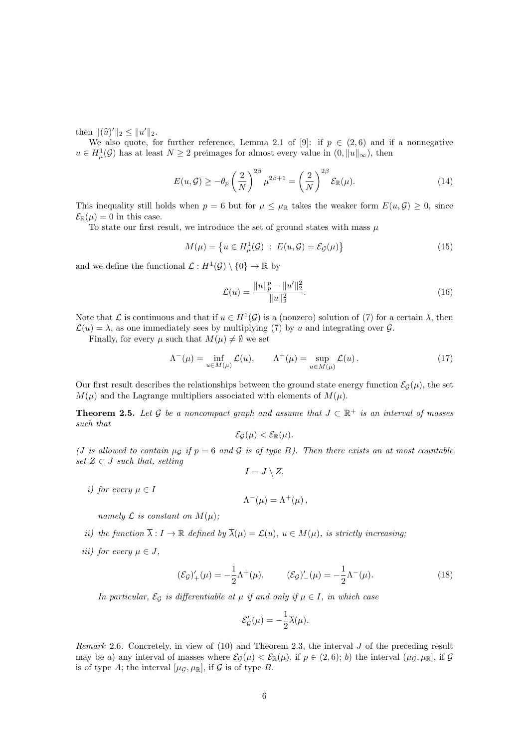then $\|(\widehat{u})'\|_2 \le \|u'\|_2$.

We also quote, for further reference, Lemma 2.1 of [9]: if $p \in (2,6)$ and if a nonnegative $u \in H^1_\mu(\mathcal{G})$ has at least $N \ge 2$ preimages for almost every value in $(0, \|u\|_\infty)$, then

$$E(u,\mathcal{G}) \ge -\theta_p \left(\frac{2}{N}\right)^{2\beta} \mu^{2\beta+1} = \left(\frac{2}{N}\right)^{2\beta} \mathcal{E}_\mathbb{R}(\mu). \tag{14}$$

This inequality still holds when $p = 6$ but for $\mu \le \mu_\mathbb{R}$ takes the weaker form $E(u,\mathcal{G}) \ge 0$, since $\mathcal{E}_\mathbb{R}(\mu) = 0$ in this case.

To state our first result, we introduce the set of ground states with mass $\mu$

$$M(\mu) = \left\{ u \in H^1_\mu(\mathcal{G}) \ : \ E(u,\mathcal{G}) = \mathcal{E}_\mathcal{G}(\mu) \right\} \tag{15}$$

and we define the functional $\mathcal{L} : H^1(\mathcal{G}) \setminus \{0\} \to \mathbb{R}$ by

$$\mathcal{L}(u) = \frac{\|u\|_p^p - \|u'\|_2^2}{\|u\|_2^2}. \tag{16}$$

Note that $\mathcal{L}$ is continuous and that if $u \in H^1(\mathcal{G})$ is a (nonzero) solution of (7) for a certain $\lambda$, then $\mathcal{L}(u) = \lambda$, as one immediately sees by multiplying (7) by $u$ and integrating over $\mathcal{G}$.

Finally, for every $\mu$ such that $M(\mu) \neq \emptyset$ we set

$$\Lambda^-(\mu) = \inf_{u \in M(\mu)} \mathcal{L}(u), \qquad \Lambda^+(\mu) = \sup_{u \in M(\mu)} \mathcal{L}(u). \tag{17}$$

Our first result describes the relationships between the ground state energy function $\mathcal{E}_\mathcal{G}(\mu)$, the set $M(\mu)$ and the Lagrange multipliers associated with elements of $M(\mu)$.

**Theorem 2.5.** *Let $\mathcal{G}$ be a noncompact graph and assume that $J \subset \mathbb{R}^+$ is an interval of masses such that*

$$\mathcal{E}_\mathcal{G}(\mu) < \mathcal{E}_\mathbb{R}(\mu).$$

*($J$ is allowed to contain $\mu_\mathcal{G}$ if $p = 6$ and $\mathcal{G}$ is of type $B$). Then there exists an at most countable set $Z \subset J$ such that, setting*

$$I = J \setminus Z,$$

*i) for every $\mu \in I$*

$$\Lambda^-(\mu) = \Lambda^+(\mu),$$

*namely $\mathcal{L}$ is constant on $M(\mu)$;*

*ii) the function $\overline{\lambda} : I \to \mathbb{R}$ defined by $\overline{\lambda}(\mu) = \mathcal{L}(u)$, $u \in M(\mu)$, is strictly increasing;*

*iii) for every $\mu \in J$,*

$$(\mathcal{E}_\mathcal{G})'_+(\mu) = -\frac{1}{2}\Lambda^+(\mu), \qquad (\mathcal{E}_\mathcal{G})'_-(\mu) = -\frac{1}{2}\Lambda^-(\mu). \tag{18}$$

*In particular, $\mathcal{E}_\mathcal{G}$ is differentiable at $\mu$ if and only if $\mu \in I$, in which case*

$$\mathcal{E}'_\mathcal{G}(\mu) = -\frac{1}{2}\overline{\lambda}(\mu).$$

*Remark* 2.6. Concretely, in view of (10) and Theorem 2.3, the interval $J$ of the preceding result may be $a)$ any interval of masses where $\mathcal{E}_\mathcal{G}(\mu) < \mathcal{E}_\mathbb{R}(\mu)$, if $p \in (2,6)$; $b)$ the interval $(\mu_\mathcal{G}, \mu_\mathbb{R}]$, if $\mathcal{G}$ is of type $A$; the interval $[\mu_\mathcal{G}, \mu_\mathbb{R}]$, if $\mathcal{G}$ is of type $B$.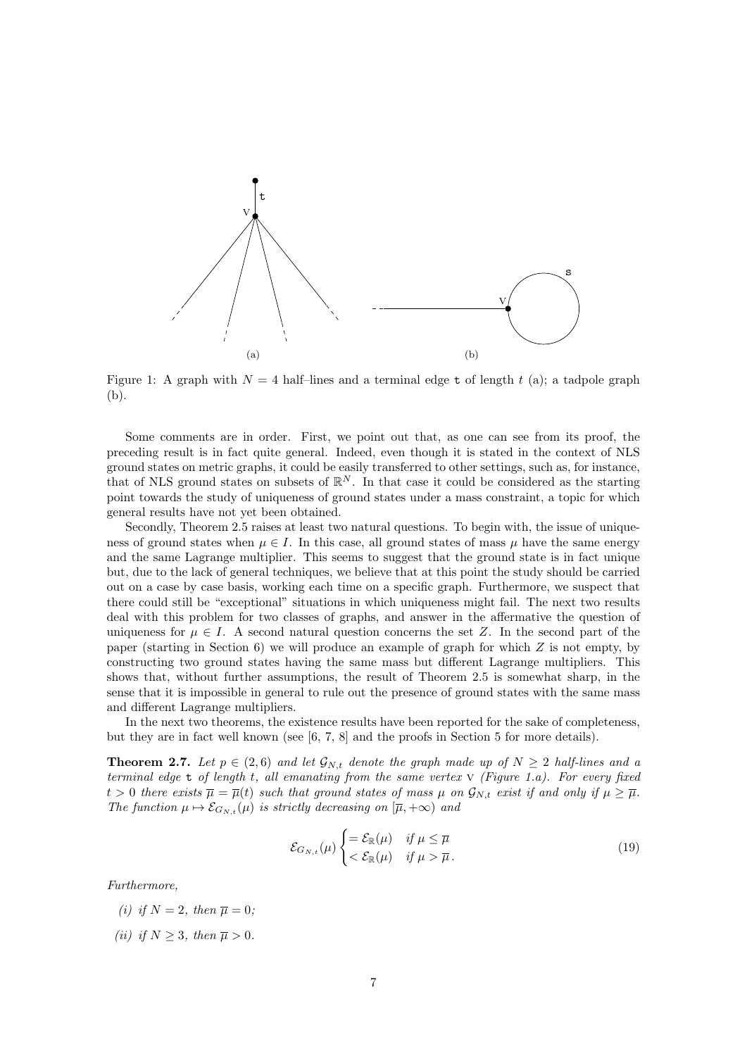Figure 1: A graph with $N = 4$ half–lines and a terminal edge t of length $t$ (a); a tadpole graph (b).

Some comments are in order. First, we point out that, as one can see from its proof, the preceding result is in fact quite general. Indeed, even though it is stated in the context of NLS ground states on metric graphs, it could be easily transferred to other settings, such as, for instance, that of NLS ground states on subsets of $\mathbb{R}^N$. In that case it could be considered as the starting point towards the study of uniqueness of ground states under a mass constraint, a topic for which general results have not yet been obtained.

Secondly, Theorem 2.5 raises at least two natural questions. To begin with, the issue of uniqueness of ground states when $\mu \in I$. In this case, all ground states of mass $\mu$ have the same energy and the same Lagrange multiplier. This seems to suggest that the ground state is in fact unique but, due to the lack of general techniques, we believe that at this point the study should be carried out on a case by case basis, working each time on a specific graph. Furthermore, we suspect that there could still be "exceptional" situations in which uniqueness might fail. The next two results deal with this problem for two classes of graphs, and answer in the affermative the question of uniqueness for $\mu \in I$. A second natural question concerns the set $Z$. In the second part of the paper (starting in Section 6) we will produce an example of graph for which $Z$ is not empty, by constructing two ground states having the same mass but different Lagrange multipliers. This shows that, without further assumptions, the result of Theorem 2.5 is somewhat sharp, in the sense that it is impossible in general to rule out the presence of ground states with the same mass and different Lagrange multipliers.

In the next two theorems, the existence results have been reported for the sake of completeness, but they are in fact well known (see [6, 7, 8] and the proofs in Section 5 for more details).

**Theorem 2.7.** *Let $p \in (2, 6)$ and let $\mathcal{G}_{N,t}$ denote the graph made up of $N \geq 2$ half-lines and a terminal edge* t *of length $t$, all emanating from the same vertex* v *(Figure 1.a). For every fixed $t > 0$ there exists $\overline{\mu} = \overline{\mu}(t)$ such that ground states of mass $\mu$ on $\mathcal{G}_{N,t}$ exist if and only if $\mu \geq \overline{\mu}$. The function $\mu \mapsto \mathcal{E}_{G_{N,t}}(\mu)$ is strictly decreasing on $[\overline{\mu}, +\infty)$ and*

$$\mathcal{E}_{G_{N,t}}(\mu) \begin{cases} = \mathcal{E}_{\mathbb{R}}(\mu) & \text{if } \mu \leq \overline{\mu} \\ < \mathcal{E}_{\mathbb{R}}(\mu) & \text{if } \mu > \overline{\mu}\,. \end{cases} \tag{19}$$

*Furthermore,*

*(i) if $N = 2$, then $\overline{\mu} = 0$;*

*(ii) if $N \geq 3$, then $\overline{\mu} > 0$.*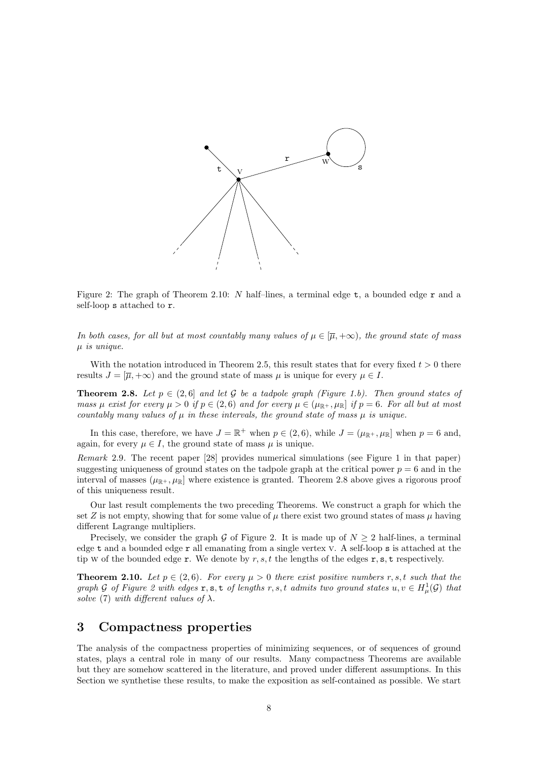Figure 2: The graph of Theorem 2.10: $N$ half–lines, a terminal edge $\mathtt{t}$, a bounded edge $\mathtt{r}$ and a self-loop $\mathtt{s}$ attached to $\mathtt{r}$.

*In both cases, for all but at most countably many values of $\mu \in [\overline{\mu}, +\infty)$, the ground state of mass $\mu$ is unique.*

With the notation introduced in Theorem 2.5, this result states that for every fixed $t > 0$ there results $J = [\overline{\mu}, +\infty)$ and the ground state of mass $\mu$ is unique for every $\mu \in I$.

**Theorem 2.8.** *Let $p \in (2, 6]$ and let $\mathcal{G}$ be a tadpole graph (Figure 1.b). Then ground states of mass $\mu$ exist for every $\mu > 0$ if $p \in (2, 6)$ and for every $\mu \in (\mu_{\mathbb{R}^+}, \mu_{\mathbb{R}}]$ if $p = 6$. For all but at most countably many values of $\mu$ in these intervals, the ground state of mass $\mu$ is unique.*

In this case, therefore, we have $J = \mathbb{R}^+$ when $p \in (2, 6)$, while $J = (\mu_{\mathbb{R}^+}, \mu_{\mathbb{R}}]$ when $p = 6$ and, again, for every $\mu \in I$, the ground state of mass $\mu$ is unique.

*Remark* 2.9. The recent paper [28] provides numerical simulations (see Figure 1 in that paper) suggesting uniqueness of ground states on the tadpole graph at the critical power $p = 6$ and in the interval of masses $(\mu_{\mathbb{R}^+}, \mu_{\mathbb{R}}]$ where existence is granted. Theorem 2.8 above gives a rigorous proof of this uniqueness result.

Our last result complements the two preceding Theorems. We construct a graph for which the set $Z$ is not empty, showing that for some value of $\mu$ there exist two ground states of mass $\mu$ having different Lagrange multipliers.

Precisely, we consider the graph $\mathcal{G}$ of Figure 2. It is made up of $N \geq 2$ half-lines, a terminal edge $\mathtt{t}$ and a bounded edge $\mathtt{r}$ all emanating from a single vertex V. A self-loop $\mathtt{s}$ is attached at the tip W of the bounded edge $\mathtt{r}$. We denote by $r, s, t$ the lengths of the edges $\mathtt{r}, \mathtt{s}, \mathtt{t}$ respectively.

**Theorem 2.10.** *Let $p \in (2, 6)$. For every $\mu > 0$ there exist positive numbers $r, s, t$ such that the graph $\mathcal{G}$ of Figure 2 with edges $\mathtt{r}, \mathtt{s}, \mathtt{t}$ of lengths $r, s, t$ admits two ground states $u, v \in H^1_\mu(\mathcal{G})$ that solve (7) with different values of $\lambda$.*

## 3 Compactness properties

The analysis of the compactness properties of minimizing sequences, or of sequences of ground states, plays a central role in many of our results. Many compactness Theorems are available but they are somehow scattered in the literature, and proved under different assumptions. In this Section we synthetise these results, to make the exposition as self-contained as possible. We start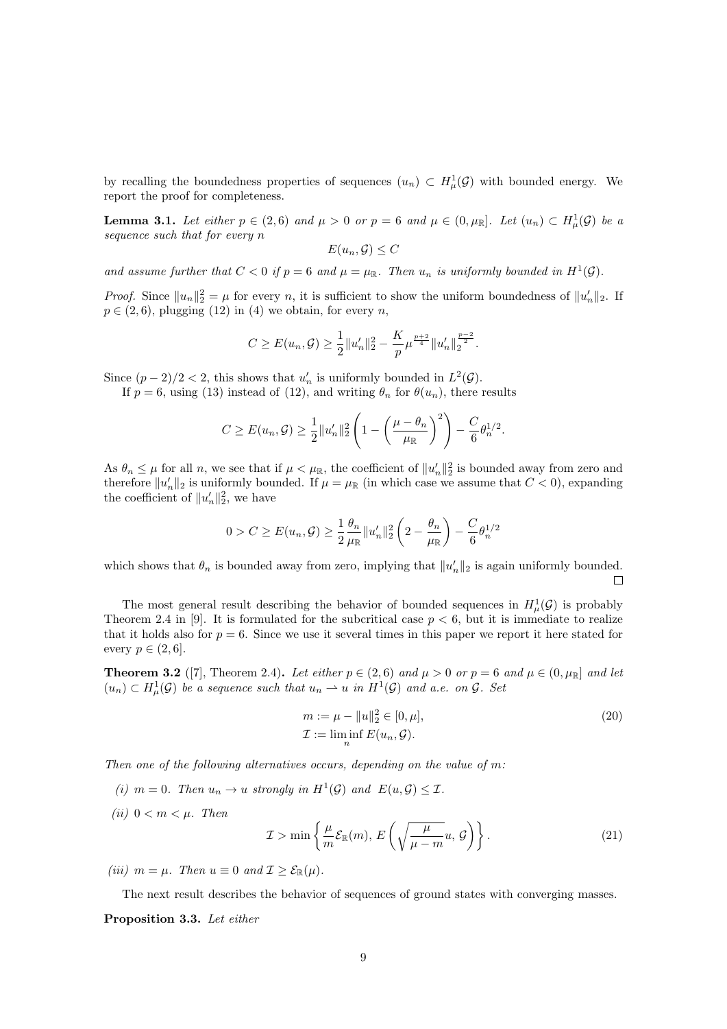by recalling the boundedness properties of sequences $(u_n) \subset H^1_\mu(\mathcal{G})$ with bounded energy. We report the proof for completeness.

**Lemma 3.1.** *Let either $p \in (2,6)$ and $\mu > 0$ or $p = 6$ and $\mu \in (0, \mu_\mathbb{R}]$. Let $(u_n) \subset H^1_\mu(\mathcal{G})$ be a sequence such that for every $n$*

$$E(u_n, \mathcal{G}) \leq C$$

*and assume further that $C < 0$ if $p = 6$ and $\mu = \mu_\mathbb{R}$. Then $u_n$ is uniformly bounded in $H^1(\mathcal{G})$.*

*Proof.* Since $\|u_n\|_2^2 = \mu$ for every $n$, it is sufficient to show the uniform boundedness of $\|u_n'\|_2$. If $p \in (2,6)$, plugging (12) in (4) we obtain, for every $n$,

$$C \geq E(u_n, \mathcal{G}) \geq \frac{1}{2}\|u_n'\|_2^2 - \frac{K}{p}\mu^{\frac{p+2}{4}}\|u_n'\|_2^{\frac{p-2}{2}}.$$

Since $(p-2)/2 < 2$, this shows that $u_n'$ is uniformly bounded in $L^2(\mathcal{G})$.

If $p = 6$, using (13) instead of (12), and writing $\theta_n$ for $\theta(u_n)$, there results

$$C \geq E(u_n, \mathcal{G}) \geq \frac{1}{2}\|u_n'\|_2^2 \left(1 - \left(\frac{\mu - \theta_n}{\mu_\mathbb{R}}\right)^2\right) - \frac{C}{6}\theta_n^{1/2}.$$

As $\theta_n \leq \mu$ for all $n$, we see that if $\mu < \mu_\mathbb{R}$, the coefficient of $\|u_n'\|_2^2$ is bounded away from zero and therefore $\|u_n'\|_2$ is uniformly bounded. If $\mu = \mu_\mathbb{R}$ (in which case we assume that $C < 0$), expanding the coefficient of $\|u_n'\|_2^2$, we have

$$0 > C \geq E(u_n, \mathcal{G}) \geq \frac{1}{2}\frac{\theta_n}{\mu_\mathbb{R}}\|u_n'\|_2^2\left(2 - \frac{\theta_n}{\mu_\mathbb{R}}\right) - \frac{C}{6}\theta_n^{1/2}$$

which shows that $\theta_n$ is bounded away from zero, implying that $\|u_n'\|_2$ is again uniformly bounded. ☐

The most general result describing the behavior of bounded sequences in $H^1_\mu(\mathcal{G})$ is probably Theorem 2.4 in [9]. It is formulated for the subcritical case $p < 6$, but it is immediate to realize that it holds also for $p = 6$. Since we use it several times in this paper we report it here stated for every $p \in (2,6]$.

**Theorem 3.2** ([7], Theorem 2.4)**.** *Let either $p \in (2,6)$ and $\mu > 0$ or $p = 6$ and $\mu \in (0, \mu_\mathbb{R}]$ and let $(u_n) \subset H^1_\mu(\mathcal{G})$ be a sequence such that $u_n \rightharpoonup u$ in $H^1(\mathcal{G})$ and a.e. on $\mathcal{G}$. Set*

$$\begin{aligned} m &:= \mu - \|u\|_2^2 \in [0, \mu], \\ \mathcal{I} &:= \liminf_n E(u_n, \mathcal{G}). \end{aligned} \tag{20}$$

*Then one of the following alternatives occurs, depending on the value of $m$:*

*(i) $m = 0$. Then $u_n \to u$ strongly in $H^1(\mathcal{G})$ and $E(u, \mathcal{G}) \leq \mathcal{I}$.*

*(ii) $0 < m < \mu$. Then*

$$\mathcal{I} > \min\left\{\frac{\mu}{m}\mathcal{E}_\mathbb{R}(m),\, E\left(\sqrt{\frac{\mu}{\mu - m}}u,\, \mathcal{G}\right)\right\}. \tag{21}$$

*(iii) $m = \mu$. Then $u \equiv 0$ and $\mathcal{I} \geq \mathcal{E}_\mathbb{R}(\mu)$.*

The next result describes the behavior of sequences of ground states with converging masses.

**Proposition 3.3.** *Let either*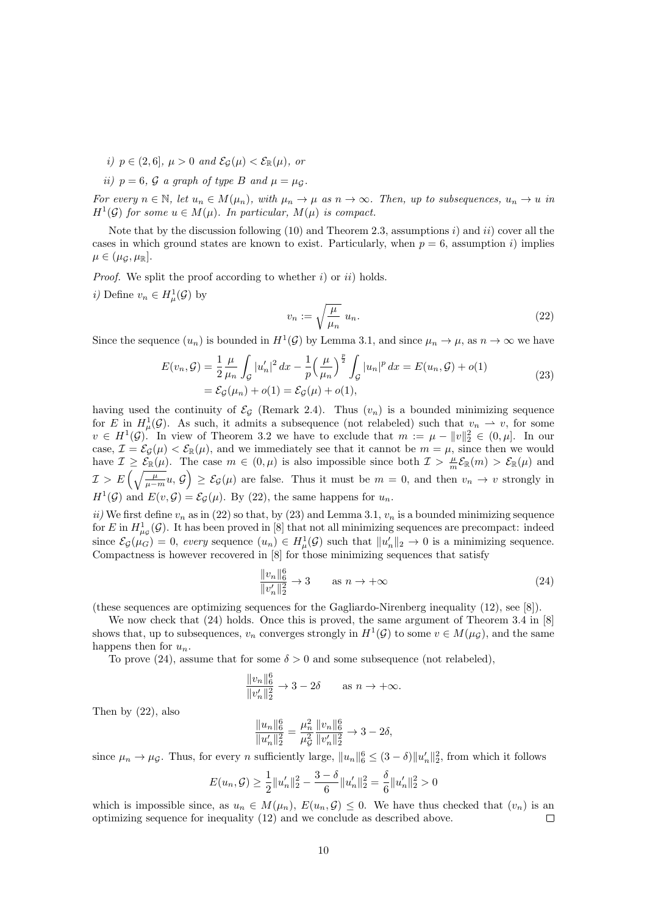*i)* $p \in (2,6]$, $\mu > 0$ *and* $\mathcal{E}_{\mathcal{G}}(\mu) < \mathcal{E}_{\mathbb{R}}(\mu)$, *or*

*ii)* $p = 6$, $\mathcal{G}$ *a graph of type B and* $\mu = \mu_{\mathcal{G}}$.

*For every* $n \in \mathbb{N}$, *let* $u_n \in M(\mu_n)$, *with* $\mu_n \to \mu$ *as* $n \to \infty$. *Then, up to subsequences,* $u_n \to u$ *in* $H^1(\mathcal{G})$ *for some* $u \in M(\mu)$. *In particular,* $M(\mu)$ *is compact.*

Note that by the discussion following (10) and Theorem 2.3, assumptions $i)$ and $ii)$ cover all the cases in which ground states are known to exist. Particularly, when $p = 6$, assumption $i)$ implies $\mu \in (\mu_{\mathcal{G}}, \mu_{\mathbb{R}}]$.

*Proof.* We split the proof according to whether $i)$ or $ii)$ holds.

*i)* Define $v_n \in H^1_\mu(\mathcal{G})$ by

$$v_n := \sqrt{\frac{\mu}{\mu_n}}\ u_n. \tag{22}$$

Since the sequence $(u_n)$ is bounded in $H^1(\mathcal{G})$ by Lemma 3.1, and since $\mu_n \to \mu$, as $n \to \infty$ we have

$$\begin{aligned} E(v_n, \mathcal{G}) &= \frac{1}{2}\frac{\mu}{\mu_n}\int_{\mathcal{G}} |u_n'|^2\,dx - \frac{1}{p}\Big(\frac{\mu}{\mu_n}\Big)^{\frac{p}{2}}\int_{\mathcal{G}} |u_n|^p\,dx = E(u_n, \mathcal{G}) + o(1) \\ &= \mathcal{E}_{\mathcal{G}}(\mu_n) + o(1) = \mathcal{E}_{\mathcal{G}}(\mu) + o(1), \end{aligned} \tag{23}$$

having used the continuity of $\mathcal{E}_{\mathcal{G}}$ (Remark 2.4). Thus $(v_n)$ is a bounded minimizing sequence for $E$ in $H^1_\mu(\mathcal{G})$. As such, it admits a subsequence (not relabeled) such that $v_n \rightharpoonup v$, for some $v \in H^1(\mathcal{G})$. In view of Theorem 3.2 we have to exclude that $m := \mu - \|v\|_2^2 \in (0, \mu]$. In our case, $\mathcal{I} = \mathcal{E}_{\mathcal{G}}(\mu) < \mathcal{E}_{\mathbb{R}}(\mu)$, and we immediately see that it cannot be $m = \mu$, since then we would have $\mathcal{I} \geq \mathcal{E}_{\mathbb{R}}(\mu)$. The case $m \in (0, \mu)$ is also impossible since both $\mathcal{I} > \frac{\mu}{m}\mathcal{E}_{\mathbb{R}}(m) > \mathcal{E}_{\mathbb{R}}(\mu)$ and $\mathcal{I} > E\left(\sqrt{\frac{\mu}{\mu - m}}u, \mathcal{G}\right) \geq \mathcal{E}_{\mathcal{G}}(\mu)$ are false. Thus it must be $m = 0$, and then $v_n \to v$ strongly in $H^1(\mathcal{G})$ and $E(v, \mathcal{G}) = \mathcal{E}_{\mathcal{G}}(\mu)$. By (22), the same happens for $u_n$.

*ii)* We first define $v_n$ as in (22) so that, by (23) and Lemma 3.1, $v_n$ is a bounded minimizing sequence for $E$ in $H^1_{\mu_{\mathcal{G}}}(\mathcal{G})$. It has been proved in [8] that not all minimizing sequences are precompact: indeed since $\mathcal{E}_{\mathcal{G}}(\mu_G) = 0$, *every* sequence $(u_n) \in H^1_\mu(\mathcal{G})$ such that $\|u_n'\|_2 \to 0$ is a minimizing sequence. Compactness is however recovered in [8] for those minimizing sequences that satisfy

$$\frac{\|v_n\|_6^6}{\|v_n'\|_2^2} \to 3 \qquad \text{as } n \to +\infty \tag{24}$$

(these sequences are optimizing sequences for the Gagliardo-Nirenberg inequality (12), see [8]).

We now check that (24) holds. Once this is proved, the same argument of Theorem 3.4 in [8] shows that, up to subsequences, $v_n$ converges strongly in $H^1(\mathcal{G})$ to some $v \in M(\mu_{\mathcal{G}})$, and the same happens then for $u_n$.

To prove (24), assume that for some $\delta > 0$ and some subsequence (not relabeled),

$$\frac{\|v_n\|_6^6}{\|v_n'\|_2^2} \to 3 - 2\delta \qquad \text{as } n \to +\infty.$$

Then by (22), also

$$\frac{\|u_n\|_6^6}{\|u_n'\|_2^2} = \frac{\mu_n^2}{\mu_{\mathcal{G}}^2}\frac{\|v_n\|_6^6}{\|v_n'\|_2^2} \to 3 - 2\delta,$$

since $\mu_n \to \mu_{\mathcal{G}}$. Thus, for every $n$ sufficiently large, $\|u_n\|_6^6 \leq (3 - \delta)\|u_n'\|_2^2$, from which it follows

$$E(u_n, \mathcal{G}) \geq \frac{1}{2}\|u_n'\|_2^2 - \frac{3-\delta}{6}\|u_n'\|_2^2 = \frac{\delta}{6}\|u_n'\|_2^2 > 0$$

which is impossible since, as $u_n \in M(\mu_n)$, $E(u_n, \mathcal{G}) \leq 0$. We have thus checked that $(v_n)$ is an optimizing sequence for inequality (12) and we conclude as described above. □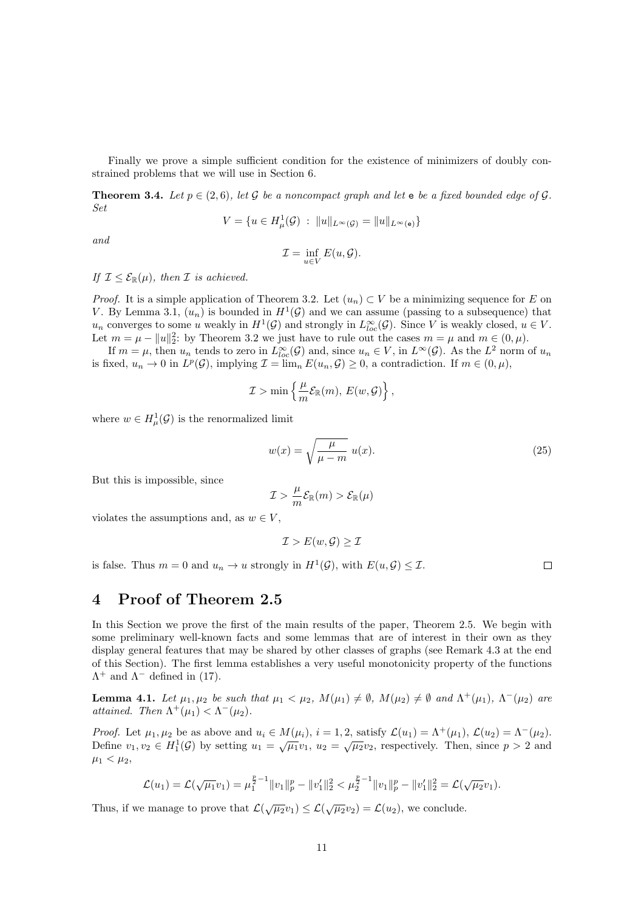Finally we prove a simple sufficient condition for the existence of minimizers of doubly constrained problems that we will use in Section 6.

**Theorem 3.4.** *Let $p \in (2,6)$, let $\mathcal{G}$ be a noncompact graph and let $\mathtt{e}$ be a fixed bounded edge of $\mathcal{G}$. Set*

$$V = \{u \in H^1_\mu(\mathcal{G}) \ : \ \|u\|_{L^\infty(\mathcal{G})} = \|u\|_{L^\infty(\mathtt{e})}\}$$

*and*

$$\mathcal{I} = \inf_{u \in V} E(u, \mathcal{G}).$$

*If $\mathcal{I} \le \mathcal{E}_{\mathbb{R}}(\mu)$, then $\mathcal{I}$ is achieved.*

*Proof.* It is a simple application of Theorem 3.2. Let $(u_n) \subset V$ be a minimizing sequence for $E$ on $V$. By Lemma 3.1, $(u_n)$ is bounded in $H^1(\mathcal{G})$ and we can assume (passing to a subsequence) that $u_n$ converges to some $u$ weakly in $H^1(\mathcal{G})$ and strongly in $L^\infty_{loc}(\mathcal{G})$. Since $V$ is weakly closed, $u \in V$. Let $m = \mu - \|u\|_2^2$: by Theorem 3.2 we just have to rule out the cases $m = \mu$ and $m \in (0, \mu)$.

If $m = \mu$, then $u_n$ tends to zero in $L^\infty_{loc}(\mathcal{G})$ and, since $u_n \in V$, in $L^\infty(\mathcal{G})$. As the $L^2$ norm of $u_n$ is fixed, $u_n \to 0$ in $L^p(\mathcal{G})$, implying $\mathcal{I} = \lim_n E(u_n, \mathcal{G}) \ge 0$, a contradiction. If $m \in (0, \mu)$,

$$\mathcal{I} > \min\Big\{ \frac{\mu}{m} \mathcal{E}_{\mathbb{R}}(m), \ E(w, \mathcal{G}) \Big\},$$

where $w \in H^1_\mu(\mathcal{G})$ is the renormalized limit

$$w(x) = \sqrt{\frac{\mu}{\mu - m}} \ u(x). \tag{25}$$

But this is impossible, since

$$\mathcal{I} > \frac{\mu}{m} \mathcal{E}_{\mathbb{R}}(m) > \mathcal{E}_{\mathbb{R}}(\mu)$$

violates the assumptions and, as $w \in V$,

$$\mathcal{I} > E(w, \mathcal{G}) \ge \mathcal{I}$$

is false. Thus $m = 0$ and $u_n \to u$ strongly in $H^1(\mathcal{G})$, with $E(u, \mathcal{G}) \le \mathcal{I}$. $\square$

# 4 Proof of Theorem 2.5

In this Section we prove the first of the main results of the paper, Theorem 2.5. We begin with some preliminary well-known facts and some lemmas that are of interest in their own as they display general features that may be shared by other classes of graphs (see Remark 4.3 at the end of this Section). The first lemma establishes a very useful monotonicity property of the functions $\Lambda^+$ and $\Lambda^-$ defined in (17).

**Lemma 4.1.** *Let $\mu_1, \mu_2$ be such that $\mu_1 < \mu_2$, $M(\mu_1) \neq \emptyset$, $M(\mu_2) \neq \emptyset$ and $\Lambda^+(\mu_1)$, $\Lambda^-(\mu_2)$ are attained. Then $\Lambda^+(\mu_1) < \Lambda^-(\mu_2)$.*

*Proof.* Let $\mu_1, \mu_2$ be as above and $u_i \in M(\mu_i)$, $i = 1, 2$, satisfy $\mathcal{L}(u_1) = \Lambda^+(\mu_1)$, $\mathcal{L}(u_2) = \Lambda^-(\mu_2)$. Define $v_1, v_2 \in H^1_1(\mathcal{G})$ by setting $u_1 = \sqrt{\mu_1} v_1$, $u_2 = \sqrt{\mu_2} v_2$, respectively. Then, since $p > 2$ and $\mu_1 < \mu_2$,

$$\mathcal{L}(u_1) = \mathcal{L}(\sqrt{\mu_1} v_1) = \mu_1^{\frac{p}{2}-1} \|v_1\|_p^p - \|v_1'\|_2^2 < \mu_2^{\frac{p}{2}-1} \|v_1\|_p^p - \|v_1'\|_2^2 = \mathcal{L}(\sqrt{\mu_2} v_1).$$

Thus, if we manage to prove that $\mathcal{L}(\sqrt{\mu_2} v_1) \le \mathcal{L}(\sqrt{\mu_2} v_2) = \mathcal{L}(u_2)$, we conclude.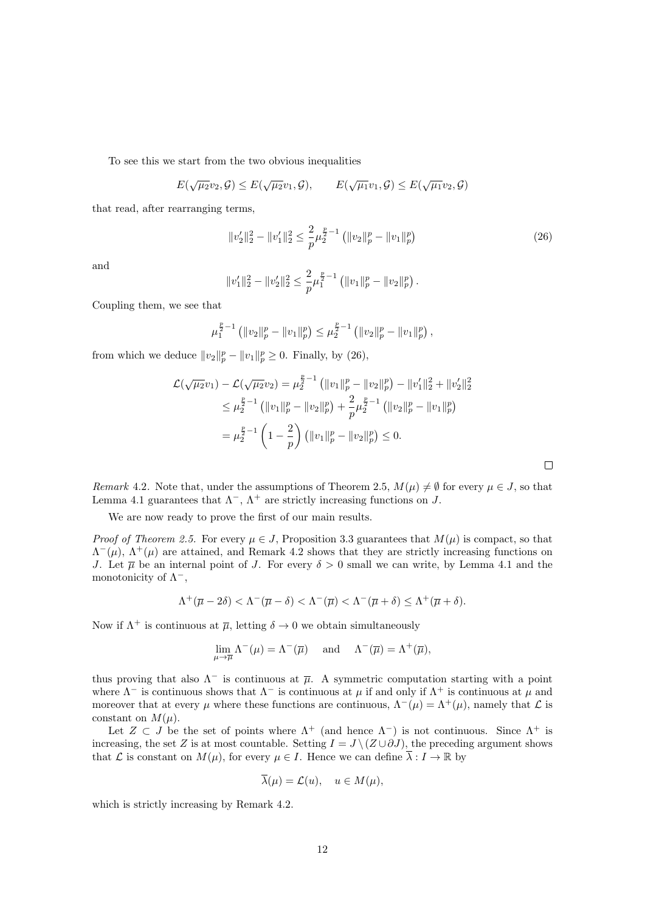To see this we start from the two obvious inequalities

$$E(\sqrt{\mu_2}v_2,\mathcal{G}) \le E(\sqrt{\mu_2}v_1,\mathcal{G}), \qquad E(\sqrt{\mu_1}v_1,\mathcal{G}) \le E(\sqrt{\mu_1}v_2,\mathcal{G})$$

that read, after rearranging terms,

$$\|v_2'\|_2^2 - \|v_1'\|_2^2 \le \frac{2}{p}\mu_2^{\frac{p}{2}-1}\left(\|v_2\|_p^p - \|v_1\|_p^p\right) \tag{26}$$

and

$$\|v_1'\|_2^2 - \|v_2'\|_2^2 \le \frac{2}{p}\mu_1^{\frac{p}{2}-1}\left(\|v_1\|_p^p - \|v_2\|_p^p\right).$$

Coupling them, we see that

$$\mu_1^{\frac{p}{2}-1}\left(\|v_2\|_p^p - \|v_1\|_p^p\right) \le \mu_2^{\frac{p}{2}-1}\left(\|v_2\|_p^p - \|v_1\|_p^p\right),$$

from which we deduce $\|v_2\|_p^p - \|v_1\|_p^p \ge 0$. Finally, by (26),

$$\begin{aligned}
\mathcal{L}(\sqrt{\mu_2}v_1) - \mathcal{L}(\sqrt{\mu_2}v_2) &= \mu_2^{\frac{p}{2}-1}\left(\|v_1\|_p^p - \|v_2\|_p^p\right) - \|v_1'\|_2^2 + \|v_2'\|_2^2 \\
&\le \mu_2^{\frac{p}{2}-1}\left(\|v_1\|_p^p - \|v_2\|_p^p\right) + \frac{2}{p}\mu_2^{\frac{p}{2}-1}\left(\|v_2\|_p^p - \|v_1\|_p^p\right) \\
&= \mu_2^{\frac{p}{2}-1}\left(1 - \frac{2}{p}\right)\left(\|v_1\|_p^p - \|v_2\|_p^p\right) \le 0.
\end{aligned}$$

□

*Remark* 4.2. Note that, under the assumptions of Theorem 2.5, $M(\mu) \neq \emptyset$ for every $\mu \in J$, so that Lemma 4.1 guarantees that $\Lambda^-$, $\Lambda^+$ are strictly increasing functions on $J$.

We are now ready to prove the first of our main results.

*Proof of Theorem 2.5.* For every $\mu \in J$, Proposition 3.3 guarantees that $M(\mu)$ is compact, so that $\Lambda^-(\mu)$, $\Lambda^+(\mu)$ are attained, and Remark 4.2 shows that they are strictly increasing functions on $J$. Let $\overline{\mu}$ be an internal point of $J$. For every $\delta > 0$ small we can write, by Lemma 4.1 and the monotonicity of $\Lambda^-$,

$$\Lambda^+(\overline{\mu} - 2\delta) < \Lambda^-(\overline{\mu} - \delta) < \Lambda^-(\overline{\mu}) < \Lambda^-(\overline{\mu} + \delta) \le \Lambda^+(\overline{\mu} + \delta).$$

Now if $\Lambda^+$ is continuous at $\overline{\mu}$, letting $\delta \to 0$ we obtain simultaneously

$$\lim_{\mu \to \overline{\mu}} \Lambda^-(\mu) = \Lambda^-(\overline{\mu}) \quad \text{ and } \quad \Lambda^-(\overline{\mu}) = \Lambda^+(\overline{\mu}),$$

thus proving that also $\Lambda^-$ is continuous at $\overline{\mu}$. A symmetric computation starting with a point where $\Lambda^-$ is continuous shows that $\Lambda^-$ is continuous at $\mu$ if and only if $\Lambda^+$ is continuous at $\mu$ and moreover that at every $\mu$ where these functions are continuous, $\Lambda^-(\mu) = \Lambda^+(\mu)$, namely that $\mathcal{L}$ is constant on $M(\mu)$.

Let $Z \subset J$ be the set of points where $\Lambda^+$ (and hence $\Lambda^-$) is not continuous. Since $\Lambda^+$ is increasing, the set $Z$ is at most countable. Setting $I = J \setminus (Z \cup \partial J)$, the preceding argument shows that $\mathcal{L}$ is constant on $M(\mu)$, for every $\mu \in I$. Hence we can define $\overline{\lambda} : I \to \mathbb{R}$ by

$$\overline{\lambda}(\mu) = \mathcal{L}(u), \quad u \in M(\mu),$$

which is strictly increasing by Remark 4.2.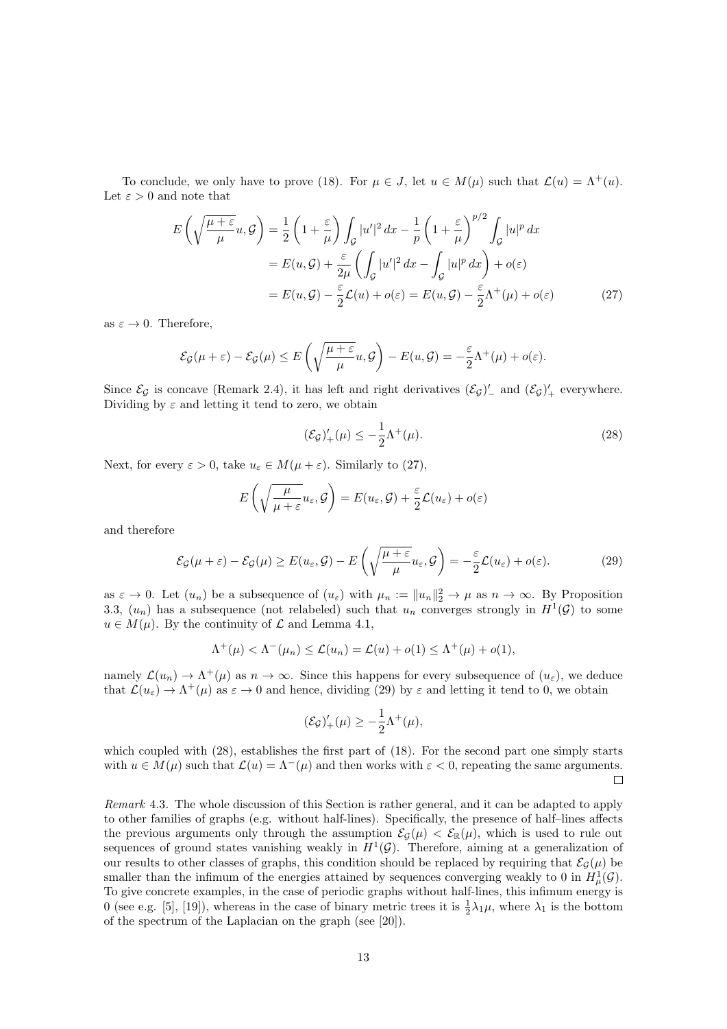To conclude, we only have to prove (18). For $\mu \in J$, let $u \in M(\mu)$ such that $\mathcal{L}(u) = \Lambda^+(u)$. Let $\varepsilon > 0$ and note that

$$
\begin{aligned}
E\left(\sqrt{\frac{\mu+\varepsilon}{\mu}}u, \mathcal{G}\right) &= \frac{1}{2}\left(1+\frac{\varepsilon}{\mu}\right)\int_{\mathcal{G}} |u'|^2\,dx - \frac{1}{p}\left(1+\frac{\varepsilon}{\mu}\right)^{p/2}\int_{\mathcal{G}} |u|^p\,dx \\
&= E(u,\mathcal{G}) + \frac{\varepsilon}{2\mu}\left(\int_{\mathcal{G}} |u'|^2\,dx - \int_{\mathcal{G}} |u|^p\,dx\right) + o(\varepsilon) \\
&= E(u,\mathcal{G}) - \frac{\varepsilon}{2}\mathcal{L}(u) + o(\varepsilon) = E(u,\mathcal{G}) - \frac{\varepsilon}{2}\Lambda^+(\mu) + o(\varepsilon)
\end{aligned}
\tag{27}
$$

as $\varepsilon \to 0$. Therefore,

$$
\mathcal{E}_{\mathcal{G}}(\mu+\varepsilon) - \mathcal{E}_{\mathcal{G}}(\mu) \le E\left(\sqrt{\frac{\mu+\varepsilon}{\mu}}u, \mathcal{G}\right) - E(u,\mathcal{G}) = -\frac{\varepsilon}{2}\Lambda^+(\mu) + o(\varepsilon).
$$

Since $\mathcal{E}_{\mathcal{G}}$ is concave (Remark 2.4), it has left and right derivatives $(\mathcal{E}_{\mathcal{G}})'_-$ and $(\mathcal{E}_{\mathcal{G}})'_+$ everywhere. Dividing by $\varepsilon$ and letting it tend to zero, we obtain

$$
(\mathcal{E}_{\mathcal{G}})'_+(\mu) \le -\frac{1}{2}\Lambda^+(\mu). \tag{28}
$$

Next, for every $\varepsilon > 0$, take $u_\varepsilon \in M(\mu+\varepsilon)$. Similarly to (27),

$$
E\left(\sqrt{\frac{\mu}{\mu+\varepsilon}}u_\varepsilon, \mathcal{G}\right) = E(u_\varepsilon,\mathcal{G}) + \frac{\varepsilon}{2}\mathcal{L}(u_\varepsilon) + o(\varepsilon)
$$

and therefore

$$
\mathcal{E}_{\mathcal{G}}(\mu+\varepsilon) - \mathcal{E}_{\mathcal{G}}(\mu) \ge E(u_\varepsilon,\mathcal{G}) - E\left(\sqrt{\frac{\mu+\varepsilon}{\mu}}u_\varepsilon, \mathcal{G}\right) = -\frac{\varepsilon}{2}\mathcal{L}(u_\varepsilon) + o(\varepsilon). \tag{29}
$$

as $\varepsilon \to 0$. Let $(u_n)$ be a subsequence of $(u_\varepsilon)$ with $\mu_n := \|u_n\|_2^2 \to \mu$ as $n \to \infty$. By Proposition 3.3, $(u_n)$ has a subsequence (not relabeled) such that $u_n$ converges strongly in $H^1(\mathcal{G})$ to some $u \in M(\mu)$. By the continuity of $\mathcal{L}$ and Lemma 4.1,

$$
\Lambda^+(\mu) < \Lambda^-(\mu_n) \le \mathcal{L}(u_n) = \mathcal{L}(u) + o(1) \le \Lambda^+(\mu) + o(1),
$$

namely $\mathcal{L}(u_n) \to \Lambda^+(\mu)$ as $n \to \infty$. Since this happens for every subsequence of $(u_\varepsilon)$, we deduce that $\mathcal{L}(u_\varepsilon) \to \Lambda^+(\mu)$ as $\varepsilon \to 0$ and hence, dividing (29) by $\varepsilon$ and letting it tend to 0, we obtain

$$
(\mathcal{E}_{\mathcal{G}})'_+(\mu) \ge -\frac{1}{2}\Lambda^+(\mu),
$$

which coupled with (28), establishes the first part of (18). For the second part one simply starts with $u \in M(\mu)$ such that $\mathcal{L}(u) = \Lambda^-(\mu)$ and then works with $\varepsilon < 0$, repeating the same arguments. □

*Remark* 4.3. The whole discussion of this Section is rather general, and it can be adapted to apply to other families of graphs (e.g. without half-lines). Specifically, the presence of half–lines affects the previous arguments only through the assumption $\mathcal{E}_{\mathcal{G}}(\mu) < \mathcal{E}_{\mathbb{R}}(\mu)$, which is used to rule out sequences of ground states vanishing weakly in $H^1(\mathcal{G})$. Therefore, aiming at a generalization of our results to other classes of graphs, this condition should be replaced by requiring that $\mathcal{E}_{\mathcal{G}}(\mu)$ be smaller than the infimum of the energies attained by sequences converging weakly to 0 in $H^1_\mu(\mathcal{G})$. To give concrete examples, in the case of periodic graphs without half-lines, this infimum energy is 0 (see e.g. [5], [19]), whereas in the case of binary metric trees it is $\frac{1}{2}\lambda_1\mu$, where $\lambda_1$ is the bottom of the spectrum of the Laplacian on the graph (see [20]).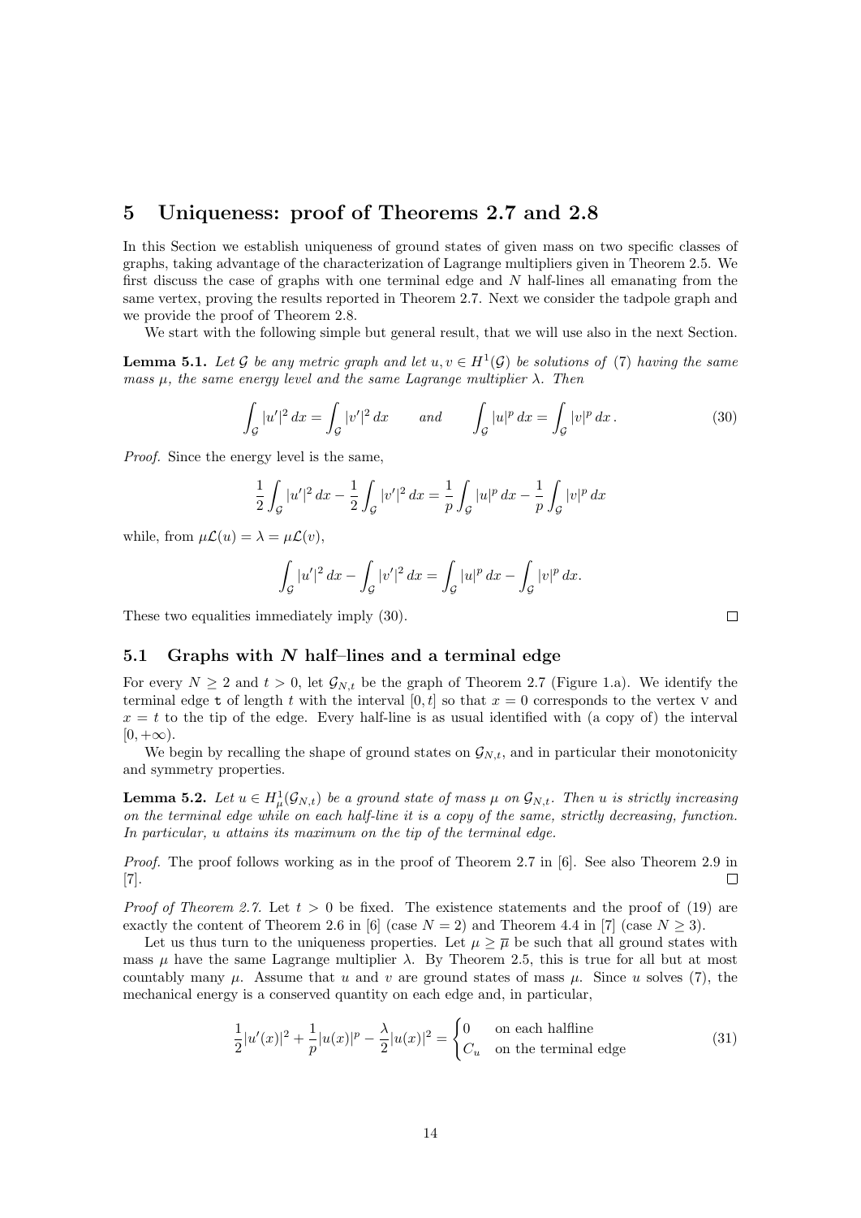## 5 Uniqueness: proof of Theorems 2.7 and 2.8

In this Section we establish uniqueness of ground states of given mass on two specific classes of graphs, taking advantage of the characterization of Lagrange multipliers given in Theorem 2.5. We first discuss the case of graphs with one terminal edge and $N$ half-lines all emanating from the same vertex, proving the results reported in Theorem 2.7. Next we consider the tadpole graph and we provide the proof of Theorem 2.8.

We start with the following simple but general result, that we will use also in the next Section.

**Lemma 5.1.** *Let $\mathcal{G}$ be any metric graph and let $u, v \in H^1(\mathcal{G})$ be solutions of (7) having the same mass $\mu$, the same energy level and the same Lagrange multiplier $\lambda$. Then*

$$\int_{\mathcal{G}} |u'|^2\,dx = \int_{\mathcal{G}} |v'|^2\,dx \qquad \text{and} \qquad \int_{\mathcal{G}} |u|^p\,dx = \int_{\mathcal{G}} |v|^p\,dx\,. \tag{30}$$

*Proof.* Since the energy level is the same,

$$\frac{1}{2}\int_{\mathcal{G}} |u'|^2\,dx - \frac{1}{2}\int_{\mathcal{G}} |v'|^2\,dx = \frac{1}{p}\int_{\mathcal{G}} |u|^p\,dx - \frac{1}{p}\int_{\mathcal{G}} |v|^p\,dx$$

while, from $\mu\mathcal{L}(u) = \lambda = \mu\mathcal{L}(v)$,

$$\int_{\mathcal{G}} |u'|^2\,dx - \int_{\mathcal{G}} |v'|^2\,dx = \int_{\mathcal{G}} |u|^p\,dx - \int_{\mathcal{G}} |v|^p\,dx.$$

These two equalities immediately imply (30). $\square$

### 5.1 Graphs with $N$ half–lines and a terminal edge

For every $N \geq 2$ and $t > 0$, let $\mathcal{G}_{N,t}$ be the graph of Theorem 2.7 (Figure 1.a). We identify the terminal edge $\mathtt{t}$ of length $t$ with the interval $[0, t]$ so that $x = 0$ corresponds to the vertex V and $x = t$ to the tip of the edge. Every half-line is as usual identified with (a copy of) the interval $[0, +\infty)$.

We begin by recalling the shape of ground states on $\mathcal{G}_{N,t}$, and in particular their monotonicity and symmetry properties.

**Lemma 5.2.** *Let $u \in H^1_\mu(\mathcal{G}_{N,t})$ be a ground state of mass $\mu$ on $\mathcal{G}_{N,t}$. Then $u$ is strictly increasing on the terminal edge while on each half-line it is a copy of the same, strictly decreasing, function. In particular, $u$ attains its maximum on the tip of the terminal edge.*

*Proof.* The proof follows working as in the proof of Theorem 2.7 in [6]. See also Theorem 2.9 in [7]. $\square$

*Proof of Theorem 2.7.* Let $t > 0$ be fixed. The existence statements and the proof of (19) are exactly the content of Theorem 2.6 in [6] (case $N = 2$) and Theorem 4.4 in [7] (case $N \geq 3$).

Let us thus turn to the uniqueness properties. Let $\mu \geq \overline{\mu}$ be such that all ground states with mass $\mu$ have the same Lagrange multiplier $\lambda$. By Theorem 2.5, this is true for all but at most countably many $\mu$. Assume that $u$ and $v$ are ground states of mass $\mu$. Since $u$ solves (7), the mechanical energy is a conserved quantity on each edge and, in particular,

$$\frac{1}{2}|u'(x)|^2 + \frac{1}{p}|u(x)|^p - \frac{\lambda}{2}|u(x)|^2 = \begin{cases} 0 & \text{on each halfline} \\ C_u & \text{on the terminal edge} \end{cases} \tag{31}$$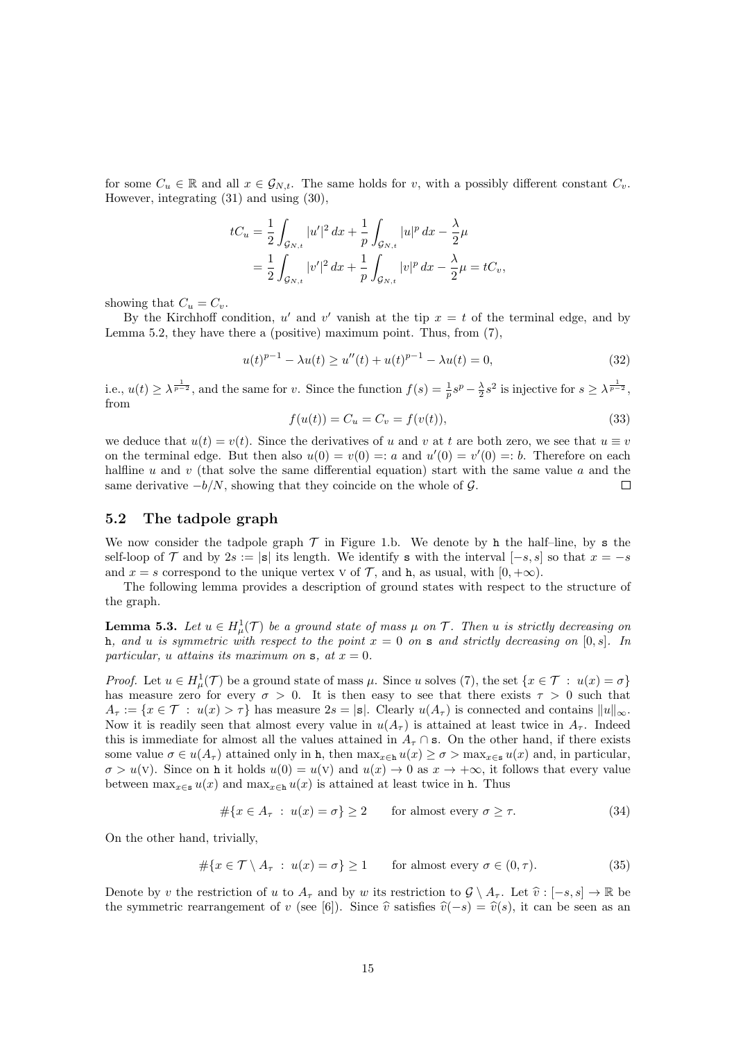for some $C_u \in \mathbb{R}$ and all $x \in \mathcal{G}_{N,t}$. The same holds for $v$, with a possibly different constant $C_v$. However, integrating (31) and using (30),

$$
\begin{aligned}
tC_u &= \frac{1}{2}\int_{\mathcal{G}_{N,t}} |u'|^2\,dx + \frac{1}{p}\int_{\mathcal{G}_{N,t}} |u|^p\,dx - \frac{\lambda}{2}\mu \\
&= \frac{1}{2}\int_{\mathcal{G}_{N,t}} |v'|^2\,dx + \frac{1}{p}\int_{\mathcal{G}_{N,t}} |v|^p\,dx - \frac{\lambda}{2}\mu = tC_v,
\end{aligned}
$$

showing that $C_u = C_v$.

By the Kirchhoff condition, $u'$ and $v'$ vanish at the tip $x = t$ of the terminal edge, and by Lemma 5.2, they have there a (positive) maximum point. Thus, from (7),

$$
u(t)^{p-1} - \lambda u(t) \geq u''(t) + u(t)^{p-1} - \lambda u(t) = 0, \tag{32}
$$

i.e., $u(t) \geq \lambda^{\frac{1}{p-2}}$, and the same for $v$. Since the function $f(s) = \frac{1}{p}s^p - \frac{\lambda}{2}s^2$ is injective for $s \geq \lambda^{\frac{1}{p-2}}$, from

$$
f(u(t)) = C_u = C_v = f(v(t)), \tag{33}
$$

we deduce that $u(t) = v(t)$. Since the derivatives of $u$ and $v$ at $t$ are both zero, we see that $u \equiv v$ on the terminal edge. But then also $u(0) = v(0) =: a$ and $u'(0) = v'(0) =: b$. Therefore on each halfline $u$ and $v$ (that solve the same differential equation) start with the same value $a$ and the same derivative $-b/N$, showing that they coincide on the whole of $\mathcal{G}$. $\square$

## 5.2 The tadpole graph

We now consider the tadpole graph $\mathcal{T}$ in Figure 1.b. We denote by h the half–line, by s the self-loop of $\mathcal{T}$ and by $2s := |\mathtt{s}|$ its length. We identify s with the interval $[-s, s]$ so that $x = -s$ and $x = s$ correspond to the unique vertex V of $\mathcal{T}$, and h, as usual, with $[0, +\infty)$.

The following lemma provides a description of ground states with respect to the structure of the graph.

**Lemma 5.3.** *Let $u \in H^1_\mu(\mathcal{T})$ be a ground state of mass $\mu$ on $\mathcal{T}$. Then $u$ is strictly decreasing on* h*, and $u$ is symmetric with respect to the point $x = 0$ on* s *and strictly decreasing on $[0, s]$. In particular, $u$ attains its maximum on* s*, at $x = 0$.*

*Proof.* Let $u \in H^1_\mu(\mathcal{T})$ be a ground state of mass $\mu$. Since $u$ solves (7), the set $\{x \in \mathcal{T} \,:\, u(x) = \sigma\}$ has measure zero for every $\sigma > 0$. It is then easy to see that there exists $\tau > 0$ such that $A_\tau := \{x \in \mathcal{T} \,:\, u(x) > \tau\}$ has measure $2s = |\mathtt{s}|$. Clearly $u(A_\tau)$ is connected and contains $\|u\|_\infty$. Now it is readily seen that almost every value in $u(A_\tau)$ is attained at least twice in $A_\tau$. Indeed this is immediate for almost all the values attained in $A_\tau \cap \mathtt{s}$. On the other hand, if there exists some value $\sigma \in u(A_\tau)$ attained only in h, then $\max_{x \in \mathtt{h}} u(x) \geq \sigma > \max_{x\in\mathtt{s}} u(x)$ and, in particular, $\sigma > u(\mathrm{V})$. Since on h it holds $u(0) = u(\mathrm{V})$ and $u(x) \to 0$ as $x \to +\infty$, it follows that every value between $\max_{x\in\mathtt{s}} u(x)$ and $\max_{x\in\mathtt{h}} u(x)$ is attained at least twice in h. Thus

$$
\#\{x \in A_\tau \,:\, u(x) = \sigma\} \geq 2 \qquad \text{for almost every } \sigma \geq \tau. \tag{34}
$$

On the other hand, trivially,

$$
\#\{x \in \mathcal{T} \setminus A_\tau \,:\, u(x) = \sigma\} \geq 1 \qquad \text{for almost every } \sigma \in (0, \tau). \tag{35}
$$

Denote by $v$ the restriction of $u$ to $A_\tau$ and by $w$ its restriction to $\mathcal{G} \setminus A_\tau$. Let $\widehat{v} : [-s, s] \to \mathbb{R}$ be the symmetric rearrangement of $v$ (see [6]). Since $\widehat{v}$ satisfies $\widehat{v}(-s) = \widehat{v}(s)$, it can be seen as an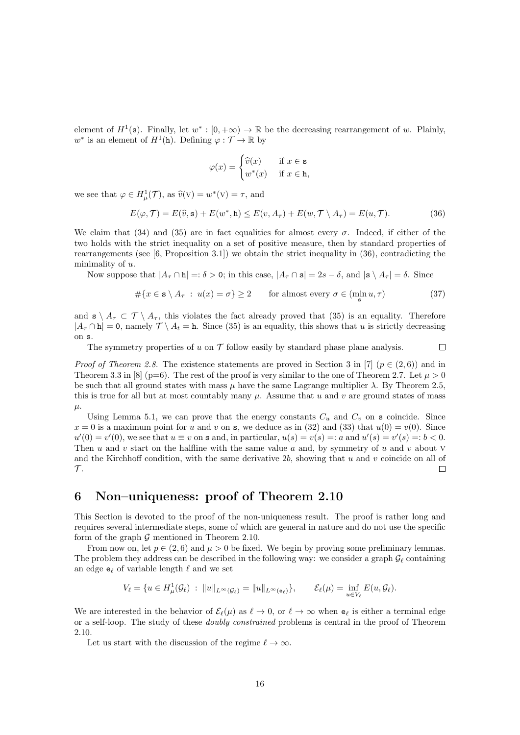element of $H^1(\mathtt{s})$. Finally, let $w^* : [0,+\infty) \to \mathbb{R}$ be the decreasing rearrangement of $w$. Plainly, $w^*$ is an element of $H^1(\mathtt{h})$. Defining $\varphi : \mathcal{T} \to \mathbb{R}$ by

$$
\varphi(x) = \begin{cases} \widehat{v}(x) & \text{if } x \in \mathtt{s} \\ w^*(x) & \text{if } x \in \mathtt{h}, \end{cases}
$$

we see that $\varphi \in H^1_\mu(\mathcal{T})$, as $\widehat{v}(\mathrm{V}) = w^*(\mathrm{V}) = \tau$, and

$$
E(\varphi, \mathcal{T}) = E(\widehat{v}, \mathtt{s}) + E(w^*, \mathtt{h}) \leq E(v, A_\tau) + E(w, \mathcal{T} \setminus A_\tau) = E(u, \mathcal{T}). \tag{36}
$$

We claim that (34) and (35) are in fact equalities for almost every $\sigma$. Indeed, if either of the two holds with the strict inequality on a set of positive measure, then by standard properties of rearrangements (see [6, Proposition 3.1]) we obtain the strict inequality in (36), contradicting the minimality of $u$.

Now suppose that $|A_\tau \cap \mathtt{h}| =: \delta > 0$; in this case, $|A_\tau \cap \mathtt{s}| = 2s - \delta$, and $|\mathtt{s} \setminus A_\tau| = \delta$. Since

$$
\#\{x \in \mathtt{s} \setminus A_\tau \ : \ u(x) = \sigma\} \geq 2 \qquad \text{for almost every } \sigma \in (\min_{\mathtt{s}} u, \tau) \tag{37}
$$

and $\mathtt{s} \setminus A_\tau \subset \mathcal{T} \setminus A_\tau$, this violates the fact already proved that (35) is an equality. Therefore $|A_\tau \cap \mathtt{h}| = 0$, namely $\mathcal{T} \setminus A_t = \mathtt{h}$. Since (35) is an equality, this shows that $u$ is strictly decreasing on $\mathtt{s}$.

The symmetry properties of $u$ on $\mathcal{T}$ follow easily by standard phase plane analysis. $\square$

*Proof of Theorem 2.8.* The existence statements are proved in Section 3 in [7] ($p \in (2,6)$) and in Theorem 3.3 in [8] (p=6). The rest of the proof is very similar to the one of Theorem 2.7. Let $\mu > 0$ be such that all ground states with mass $\mu$ have the same Lagrange multiplier $\lambda$. By Theorem 2.5, this is true for all but at most countably many $\mu$. Assume that $u$ and $v$ are ground states of mass $\mu$.

Using Lemma 5.1, we can prove that the energy constants $C_u$ and $C_v$ on $\mathtt{s}$ coincide. Since $x = 0$ is a maximum point for $u$ and $v$ on $\mathtt{s}$, we deduce as in (32) and (33) that $u(0) = v(0)$. Since $u'(0) = v'(0)$, we see that $u \equiv v$ on $\mathtt{s}$ and, in particular, $u(s) = v(s) =: a$ and $u'(s) = v'(s) =: b < 0$. Then $u$ and $v$ start on the halfline with the same value $a$ and, by symmetry of $u$ and $v$ about $\mathrm{V}$ and the Kirchhoff condition, with the same derivative $2b$, showing that $u$ and $v$ coincide on all of $\mathcal{T}$. $\square$

## 6 Non–uniqueness: proof of Theorem 2.10

This Section is devoted to the proof of the non-uniqueness result. The proof is rather long and requires several intermediate steps, some of which are general in nature and do not use the specific form of the graph $\mathcal{G}$ mentioned in Theorem 2.10.

From now on, let $p \in (2,6)$ and $\mu > 0$ be fixed. We begin by proving some preliminary lemmas. The problem they address can be described in the following way: we consider a graph $\mathcal{G}_\ell$ containing an edge $\mathtt{e}_\ell$ of variable length $\ell$ and we set

$$
V_\ell = \{u \in H^1_\mu(\mathcal{G}_\ell) \ : \ \|u\|_{L^\infty(\mathcal{G}_\ell)} = \|u\|_{L^\infty(\mathtt{e}_\ell)}\}, \qquad \mathcal{E}_\ell(\mu) = \inf_{u \in V_\ell} E(u, \mathcal{G}_\ell).
$$

We are interested in the behavior of $\mathcal{E}_\ell(\mu)$ as $\ell \to 0$, or $\ell \to \infty$ when $\mathtt{e}_\ell$ is either a terminal edge or a self-loop. The study of these *doubly constrained* problems is central in the proof of Theorem 2.10.

Let us start with the discussion of the regime $\ell \to \infty$.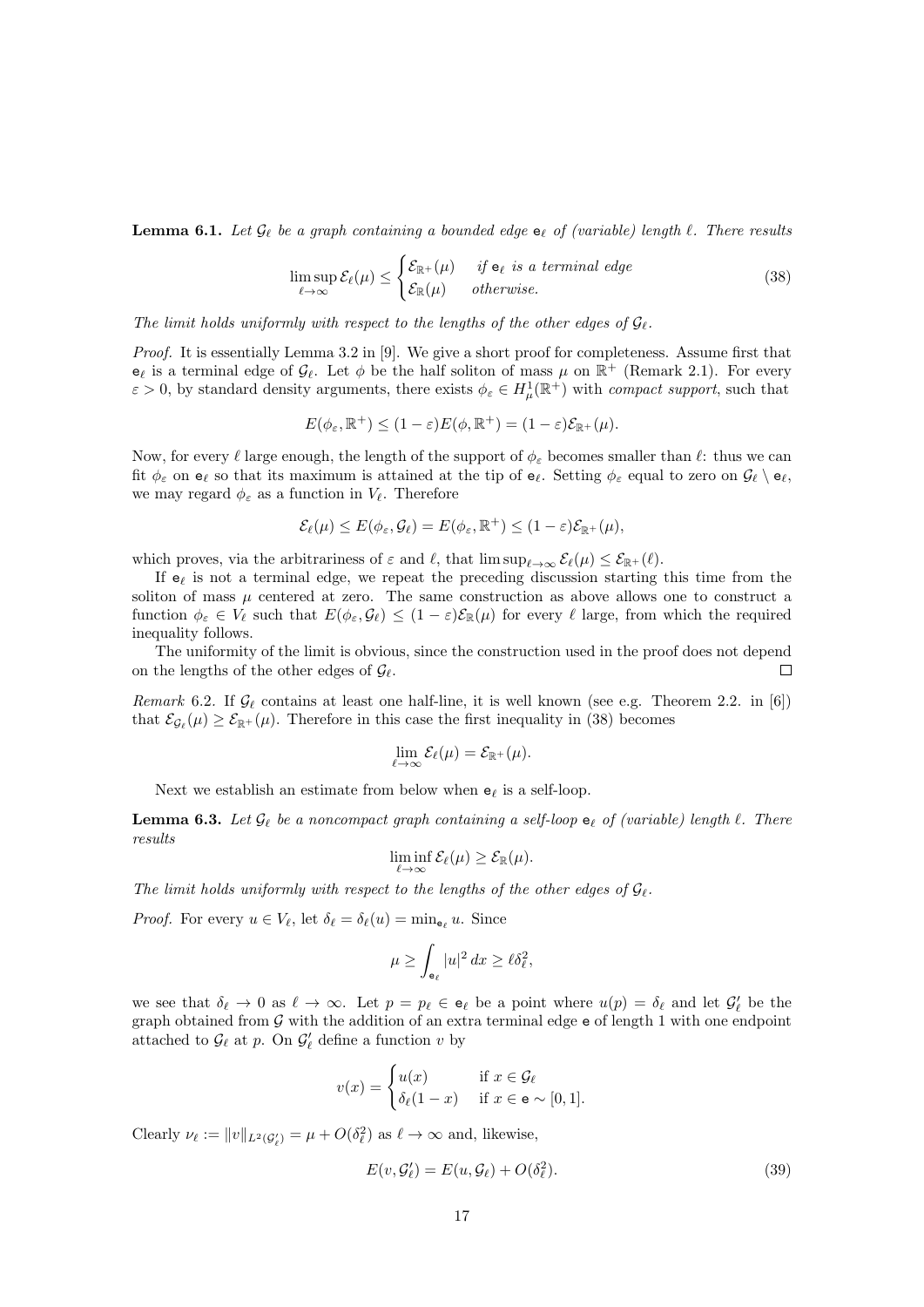**Lemma 6.1.** *Let $\mathcal{G}_\ell$ be a graph containing a bounded edge $\mathsf{e}_\ell$ of (variable) length $\ell$. There results*

$$\limsup_{\ell\to\infty} \mathcal{E}_\ell(\mu) \leq \begin{cases} \mathcal{E}_{\mathbb{R}^+}(\mu) & \text{if } \mathsf{e}_\ell \text{ is a terminal edge} \\ \mathcal{E}_{\mathbb{R}}(\mu) & \text{otherwise.} \end{cases} \tag{38}$$

*The limit holds uniformly with respect to the lengths of the other edges of $\mathcal{G}_\ell$.*

*Proof.* It is essentially Lemma 3.2 in [9]. We give a short proof for completeness. Assume first that $\mathsf{e}_\ell$ is a terminal edge of $\mathcal{G}_\ell$. Let $\phi$ be the half soliton of mass $\mu$ on $\mathbb{R}^+$ (Remark 2.1). For every $\varepsilon > 0$, by standard density arguments, there exists $\phi_\varepsilon \in H^1_\mu(\mathbb{R}^+)$ with *compact support*, such that

$$E(\phi_\varepsilon, \mathbb{R}^+) \leq (1-\varepsilon)E(\phi, \mathbb{R}^+) = (1-\varepsilon)\mathcal{E}_{\mathbb{R}^+}(\mu).$$

Now, for every $\ell$ large enough, the length of the support of $\phi_\varepsilon$ becomes smaller than $\ell$: thus we can fit $\phi_\varepsilon$ on $\mathsf{e}_\ell$ so that its maximum is attained at the tip of $\mathsf{e}_\ell$. Setting $\phi_\varepsilon$ equal to zero on $\mathcal{G}_\ell \setminus \mathsf{e}_\ell$, we may regard $\phi_\varepsilon$ as a function in $V_\ell$. Therefore

$$\mathcal{E}_\ell(\mu) \leq E(\phi_\varepsilon, \mathcal{G}_\ell) = E(\phi_\varepsilon, \mathbb{R}^+) \leq (1-\varepsilon)\mathcal{E}_{\mathbb{R}^+}(\mu),$$

which proves, via the arbitrariness of $\varepsilon$ and $\ell$, that $\limsup_{\ell\to\infty} \mathcal{E}_\ell(\mu) \leq \mathcal{E}_{\mathbb{R}^+}(\ell)$.

If $\mathsf{e}_\ell$ is not a terminal edge, we repeat the preceding discussion starting this time from the soliton of mass $\mu$ centered at zero. The same construction as above allows one to construct a function $\phi_\varepsilon \in V_\ell$ such that $E(\phi_\varepsilon, \mathcal{G}_\ell) \leq (1-\varepsilon)\mathcal{E}_{\mathbb{R}}(\mu)$ for every $\ell$ large, from which the required inequality follows.

The uniformity of the limit is obvious, since the construction used in the proof does not depend on the lengths of the other edges of $\mathcal{G}_\ell$. $\square$

*Remark* 6.2. If $\mathcal{G}_\ell$ contains at least one half-line, it is well known (see e.g. Theorem 2.2. in [6]) that $\mathcal{E}_{\mathcal{G}_\ell}(\mu) \geq \mathcal{E}_{\mathbb{R}^+}(\mu)$. Therefore in this case the first inequality in (38) becomes

$$\lim_{\ell\to\infty} \mathcal{E}_\ell(\mu) = \mathcal{E}_{\mathbb{R}^+}(\mu).$$

Next we establish an estimate from below when $\mathsf{e}_\ell$ is a self-loop.

**Lemma 6.3.** *Let $\mathcal{G}_\ell$ be a noncompact graph containing a self-loop $\mathsf{e}_\ell$ of (variable) length $\ell$. There results*

$$\liminf_{\ell\to\infty} \mathcal{E}_\ell(\mu) \geq \mathcal{E}_{\mathbb{R}}(\mu).$$

*The limit holds uniformly with respect to the lengths of the other edges of $\mathcal{G}_\ell$.*

*Proof.* For every $u \in V_\ell$, let $\delta_\ell = \delta_\ell(u) = \min_{\mathsf{e}_\ell} u$. Since

$$\mu \geq \int_{\mathsf{e}_\ell} |u|^2\,dx \geq \ell\delta_\ell^2,$$

we see that $\delta_\ell \to 0$ as $\ell \to \infty$. Let $p = p_\ell \in \mathsf{e}_\ell$ be a point where $u(p) = \delta_\ell$ and let $\mathcal{G}'_\ell$ be the graph obtained from $\mathcal{G}$ with the addition of an extra terminal edge $\mathsf{e}$ of length 1 with one endpoint attached to $\mathcal{G}_\ell$ at $p$. On $\mathcal{G}'_\ell$ define a function $v$ by

$$v(x) = \begin{cases} u(x) & \text{if } x \in \mathcal{G}_\ell \\ \delta_\ell(1-x) & \text{if } x \in \mathsf{e} \sim [0,1]. \end{cases}$$

Clearly $\nu_\ell := \|v\|_{L^2(\mathcal{G}'_\ell)} = \mu + O(\delta_\ell^2)$ as $\ell \to \infty$ and, likewise,

$$E(v, \mathcal{G}'_\ell) = E(u, \mathcal{G}_\ell) + O(\delta_\ell^2). \tag{39}$$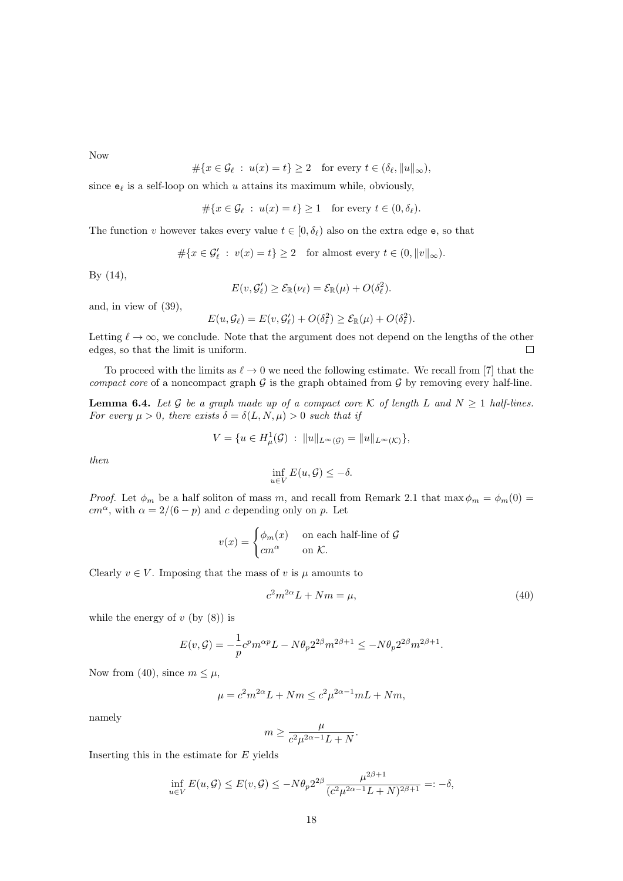Now

$$\#\{x \in \mathcal{G}_\ell \,:\, u(x) = t\} \geq 2 \quad \text{for every } t \in (\delta_\ell, \|u\|_\infty),$$

since $\mathsf{e}_\ell$ is a self-loop on which $u$ attains its maximum while, obviously,

$$\#\{x \in \mathcal{G}_\ell \,:\, u(x) = t\} \geq 1 \quad \text{for every } t \in (0, \delta_\ell).$$

The function $v$ however takes every value $t \in [0, \delta_\ell)$ also on the extra edge $\mathsf{e}$, so that

$$\#\{x \in \mathcal{G}'_\ell \,:\, v(x) = t\} \geq 2 \quad \text{for almost every } t \in (0, \|v\|_\infty).$$

By (14),

$$E(v, \mathcal{G}'_\ell) \geq \mathcal{E}_{\mathbb{R}}(\nu_\ell) = \mathcal{E}_{\mathbb{R}}(\mu) + O(\delta_\ell^2).$$

and, in view of (39),

$$E(u, \mathcal{G}_\ell) = E(v, \mathcal{G}'_\ell) + O(\delta_\ell^2) \geq \mathcal{E}_{\mathbb{R}}(\mu) + O(\delta_\ell^2).$$

Letting $\ell \to \infty$, we conclude. Note that the argument does not depend on the lengths of the other edges, so that the limit is uniform. $\square$

To proceed with the limits as $\ell \to 0$ we need the following estimate. We recall from [7] that the *compact core* of a noncompact graph $\mathcal{G}$ is the graph obtained from $\mathcal{G}$ by removing every half-line.

**Lemma 6.4.** *Let $\mathcal{G}$ be a graph made up of a compact core $\mathcal{K}$ of length $L$ and $N \geq 1$ half-lines. For every $\mu > 0$, there exists $\delta = \delta(L, N, \mu) > 0$ such that if*

$$V = \{u \in H^1_\mu(\mathcal{G}) \,:\, \|u\|_{L^\infty(\mathcal{G})} = \|u\|_{L^\infty(\mathcal{K})}\},$$

*then*

$$\inf_{u \in V} E(u, \mathcal{G}) \leq -\delta.$$

*Proof.* Let $\phi_m$ be a half soliton of mass $m$, and recall from Remark 2.1 that $\max \phi_m = \phi_m(0) = cm^\alpha$, with $\alpha = 2/(6-p)$ and $c$ depending only on $p$. Let

$$v(x) = \begin{cases} \phi_m(x) & \text{on each half-line of } \mathcal{G} \\ cm^\alpha & \text{on } \mathcal{K}. \end{cases}$$

Clearly $v \in V$. Imposing that the mass of $v$ is $\mu$ amounts to

$$c^2 m^{2\alpha} L + Nm = \mu, \tag{40}$$

while the energy of $v$ (by (8)) is

$$E(v, \mathcal{G}) = -\frac{1}{p} c^p m^{\alpha p} L - N\theta_p 2^{2\beta} m^{2\beta+1} \leq -N\theta_p 2^{2\beta} m^{2\beta+1}.$$

Now from (40), since $m \leq \mu$,

$$\mu = c^2 m^{2\alpha} L + Nm \leq c^2 \mu^{2\alpha-1} mL + Nm,$$

namely

$$m \geq \frac{\mu}{c^2 \mu^{2\alpha-1} L + N}.$$

Inserting this in the estimate for $E$ yields

$$\inf_{u \in V} E(u, \mathcal{G}) \leq E(v, \mathcal{G}) \leq -N\theta_p 2^{2\beta} \frac{\mu^{2\beta+1}}{(c^2 \mu^{2\alpha-1} L + N)^{2\beta+1}} =: -\delta,$$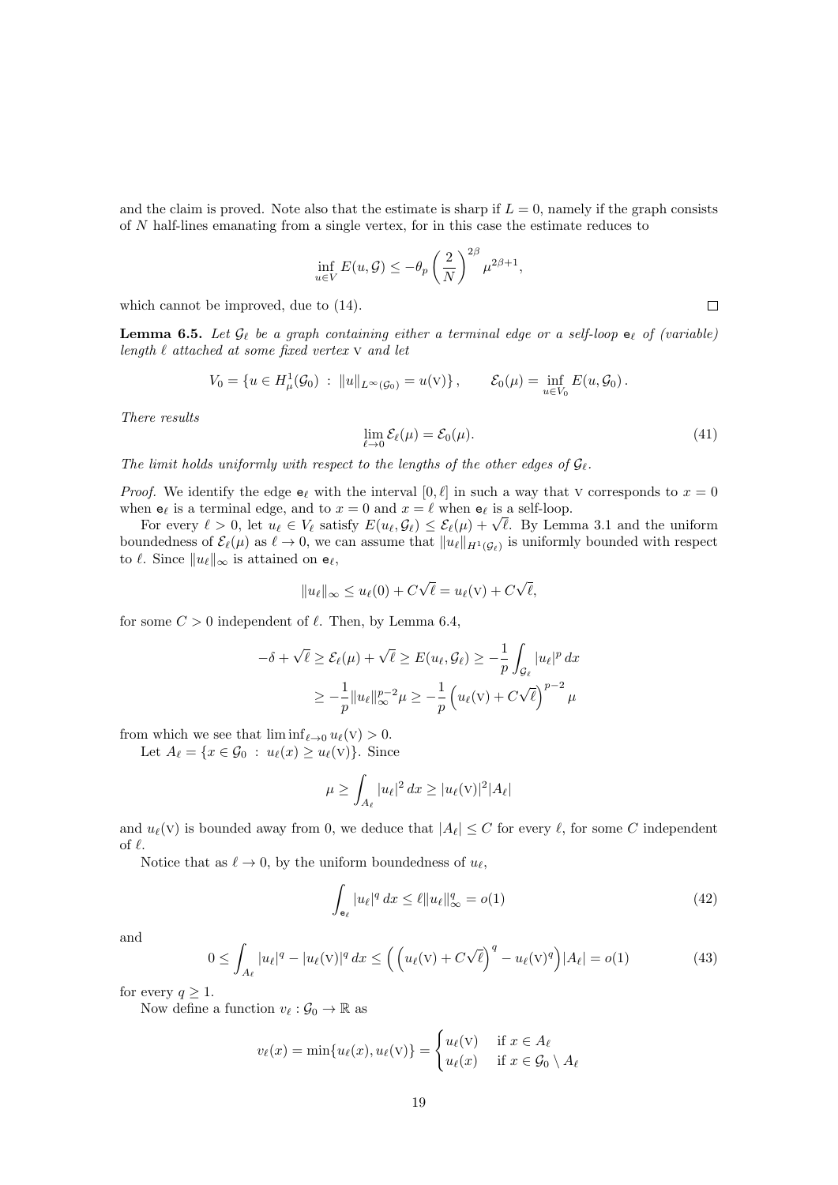and the claim is proved. Note also that the estimate is sharp if $L = 0$, namely if the graph consists of $N$ half-lines emanating from a single vertex, for in this case the estimate reduces to

$$\inf_{u \in V} E(u, \mathcal{G}) \leq -\theta_p \left(\frac{2}{N}\right)^{2\beta} \mu^{2\beta+1},$$

which cannot be improved, due to (14). $\square$

**Lemma 6.5.** *Let $\mathcal{G}_\ell$ be a graph containing either a terminal edge or a self-loop $\mathsf{e}_\ell$ of (variable) length $\ell$ attached at some fixed vertex $\mathrm{V}$ and let*

$$V_0 = \{u \in H^1_\mu(\mathcal{G}_0) \ : \ \|u\|_{L^\infty(\mathcal{G}_0)} = u(\mathrm{V})\}, \qquad \mathcal{E}_0(\mu) = \inf_{u \in V_0} E(u, \mathcal{G}_0).$$

*There results*

$$\lim_{\ell \to 0} \mathcal{E}_\ell(\mu) = \mathcal{E}_0(\mu). \tag{41}$$

*The limit holds uniformly with respect to the lengths of the other edges of $\mathcal{G}_\ell$.*

*Proof.* We identify the edge $\mathsf{e}_\ell$ with the interval $[0, \ell]$ in such a way that $\mathrm{V}$ corresponds to $x = 0$ when $\mathsf{e}_\ell$ is a terminal edge, and to $x = 0$ and $x = \ell$ when $\mathsf{e}_\ell$ is a self-loop.

For every $\ell > 0$, let $u_\ell \in V_\ell$ satisfy $E(u_\ell, \mathcal{G}_\ell) \leq \mathcal{E}_\ell(\mu) + \sqrt{\ell}$. By Lemma 3.1 and the uniform boundedness of $\mathcal{E}_\ell(\mu)$ as $\ell \to 0$, we can assume that $\|u_\ell\|_{H^1(\mathcal{G}_\ell)}$ is uniformly bounded with respect to $\ell$. Since $\|u_\ell\|_\infty$ is attained on $\mathsf{e}_\ell$,

$$\|u_\ell\|_\infty \leq u_\ell(0) + C\sqrt{\ell} = u_\ell(\mathrm{V}) + C\sqrt{\ell},$$

for some $C > 0$ independent of $\ell$. Then, by Lemma 6.4,

$$\begin{aligned}
-\delta + \sqrt{\ell} \geq \mathcal{E}_\ell(\mu) + \sqrt{\ell} \geq E(u_\ell, \mathcal{G}_\ell) &\geq -\frac{1}{p} \int_{\mathcal{G}_\ell} |u_\ell|^p \, dx \\
&\geq -\frac{1}{p} \|u_\ell\|_\infty^{p-2} \mu \geq -\frac{1}{p} \left(u_\ell(\mathrm{V}) + C\sqrt{\ell}\right)^{p-2} \mu
\end{aligned}$$

from which we see that $\liminf_{\ell \to 0} u_\ell(\mathrm{V}) > 0$.

Let $A_\ell = \{x \in \mathcal{G}_0 \ : \ u_\ell(x) \geq u_\ell(\mathrm{V})\}$. Since

$$\mu \geq \int_{A_\ell} |u_\ell|^2 \, dx \geq |u_\ell(\mathrm{V})|^2 |A_\ell|$$

and $u_\ell(\mathrm{V})$ is bounded away from 0, we deduce that $|A_\ell| \leq C$ for every $\ell$, for some $C$ independent of $\ell$.

Notice that as $\ell \to 0$, by the uniform boundedness of $u_\ell$,

$$\int_{\mathsf{e}_\ell} |u_\ell|^q \, dx \leq \ell \|u_\ell\|_\infty^q = o(1) \tag{42}$$

and

$$0 \leq \int_{A_\ell} |u_\ell|^q - |u_\ell(\mathrm{V})|^q \, dx \leq \Big( \left(u_\ell(\mathrm{V}) + C\sqrt{\ell}\right)^q - u_\ell(\mathrm{V})^q \Big) |A_\ell| = o(1) \tag{43}$$

for every $q \geq 1$.

Now define a function $v_\ell : \mathcal{G}_0 \to \mathbb{R}$ as

$$v_\ell(x) = \min\{u_\ell(x), u_\ell(\mathrm{V})\} = \begin{cases} u_\ell(\mathrm{V}) & \text{if } x \in A_\ell \\ u_\ell(x) & \text{if } x \in \mathcal{G}_0 \setminus A_\ell \end{cases}$$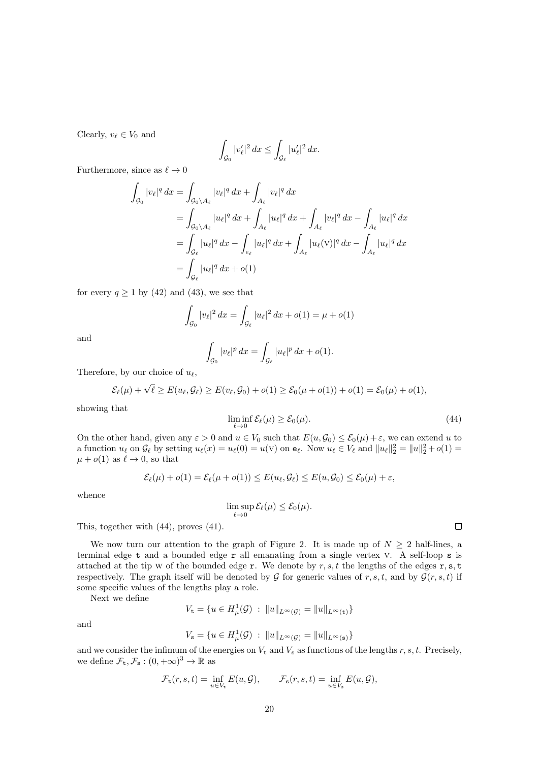Clearly, $v_\ell \in V_0$ and

$$\int_{\mathcal{G}_0} |v_\ell'|^2 \, dx \le \int_{\mathcal{G}_\ell} |u_\ell'|^2 \, dx.$$

Furthermore, since as $\ell \to 0$

$$\begin{aligned}
\int_{\mathcal{G}_0} |v_\ell|^q \, dx &= \int_{\mathcal{G}_0 \setminus A_\ell} |v_\ell|^q \, dx + \int_{A_\ell} |v_\ell|^q \, dx \\
&= \int_{\mathcal{G}_0 \setminus A_\ell} |u_\ell|^q \, dx + \int_{A_\ell} |u_\ell|^q \, dx + \int_{A_\ell} |v_\ell|^q \, dx - \int_{A_\ell} |u_\ell|^q \, dx \\
&= \int_{\mathcal{G}_\ell} |u_\ell|^q \, dx - \int_{e_\ell} |u_\ell|^q \, dx + \int_{A_\ell} |u_\ell(\mathrm{V})|^q \, dx - \int_{A_\ell} |u_\ell|^q \, dx \\
&= \int_{\mathcal{G}_\ell} |u_\ell|^q \, dx + o(1)
\end{aligned}$$

for every $q \ge 1$ by (42) and (43), we see that

$$\int_{\mathcal{G}_0} |v_\ell|^2 \, dx = \int_{\mathcal{G}_\ell} |u_\ell|^2 \, dx + o(1) = \mu + o(1)$$

and

$$\int_{\mathcal{G}_0} |v_\ell|^p \, dx = \int_{\mathcal{G}_\ell} |u_\ell|^p \, dx + o(1).$$

Therefore, by our choice of $u_\ell$,

$$\mathcal{E}_\ell(\mu) + \sqrt{\ell} \ge E(u_\ell, \mathcal{G}_\ell) \ge E(v_\ell, \mathcal{G}_0) + o(1) \ge \mathcal{E}_0(\mu + o(1)) + o(1) = \mathcal{E}_0(\mu) + o(1),$$

showing that

$$\liminf_{\ell \to 0} \mathcal{E}_\ell(\mu) \ge \mathcal{E}_0(\mu). \tag{44}$$

On the other hand, given any $\varepsilon > 0$ and $u \in V_0$ such that $E(u, \mathcal{G}_0) \le \mathcal{E}_0(\mu) + \varepsilon$, we can extend $u$ to a function $u_\ell$ on $\mathcal{G}_\ell$ by setting $u_\ell(x) = u_\ell(0) = u(\mathrm{V})$ on $\mathtt{e}_\ell$. Now $u_\ell \in V_\ell$ and $\|u_\ell\|_2^2 = \|u\|_2^2 + o(1) = \mu + o(1)$ as $\ell \to 0$, so that

$$\mathcal{E}_\ell(\mu) + o(1) = \mathcal{E}_\ell(\mu + o(1)) \le E(u_\ell, \mathcal{G}_\ell) \le E(u, \mathcal{G}_0) \le \mathcal{E}_0(\mu) + \varepsilon,$$

whence

$$\limsup_{\ell \to 0} \mathcal{E}_\ell(\mu) \le \mathcal{E}_0(\mu).$$

This, together with (44), proves (41). $\square$

We now turn our attention to the graph of Figure 2. It is made up of $N \ge 2$ half-lines, a terminal edge $\mathtt{t}$ and a bounded edge $\mathtt{r}$ all emanating from a single vertex $\mathrm{V}$. A self-loop $\mathtt{s}$ is attached at the tip $\mathrm{W}$ of the bounded edge $\mathtt{r}$. We denote by $r, s, t$ the lengths of the edges $\mathtt{r}, \mathtt{s}, \mathtt{t}$ respectively. The graph itself will be denoted by $\mathcal{G}$ for generic values of $r, s, t$, and by $\mathcal{G}(r, s, t)$ if some specific values of the lengths play a role.

Next we define

$$V_{\mathtt{t}} = \{ u \in H^1_\mu(\mathcal{G}) \ : \ \|u\|_{L^\infty(\mathcal{G})} = \|u\|_{L^\infty(\mathtt{t})} \}$$

and

$$V_{\mathtt{s}} = \{ u \in H^1_\mu(\mathcal{G}) \ : \ \|u\|_{L^\infty(\mathcal{G})} = \|u\|_{L^\infty(\mathtt{s})} \}$$

and we consider the infimum of the energies on $V_{\mathtt{t}}$ and $V_{\mathtt{s}}$ as functions of the lengths $r, s, t$. Precisely, we define $\mathcal{F}_{\mathtt{t}}, \mathcal{F}_{\mathtt{s}} : (0, +\infty)^3 \to \mathbb{R}$ as

$$\mathcal{F}_{\mathtt{t}}(r, s, t) = \inf_{u \in V_{\mathtt{t}}} E(u, \mathcal{G}), \qquad \mathcal{F}_{\mathtt{s}}(r, s, t) = \inf_{u \in V_{\mathtt{s}}} E(u, \mathcal{G}),$$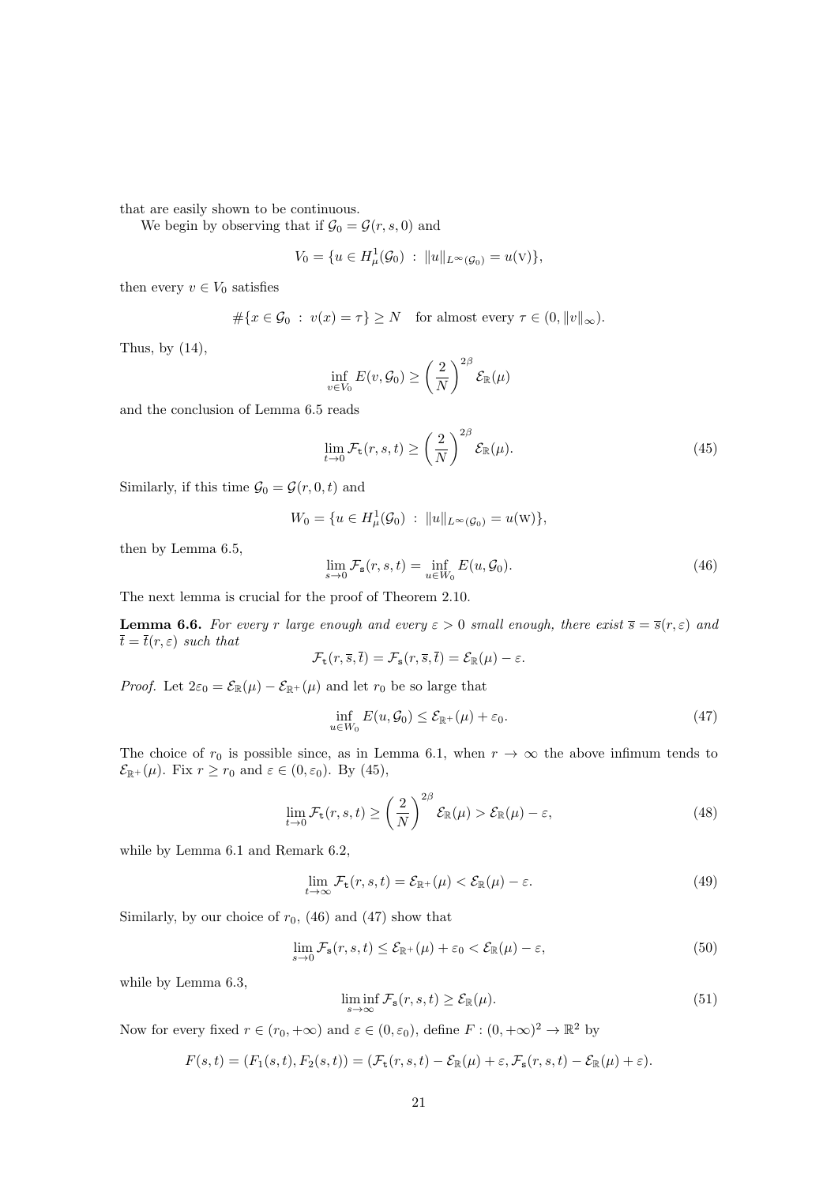that are easily shown to be continuous.

We begin by observing that if $\mathcal{G}_0 = \mathcal{G}(r, s, 0)$ and

$$V_0 = \{u \in H^1_\mu(\mathcal{G}_0) \ : \ \|u\|_{L^\infty(\mathcal{G}_0)} = u(\mathrm{v})\},$$

then every $v \in V_0$ satisfies

$$\#\{x \in \mathcal{G}_0 \ : \ v(x) = \tau\} \geq N \quad \text{for almost every } \tau \in (0, \|v\|_\infty).$$

Thus, by (14),

$$\inf_{v \in V_0} E(v, \mathcal{G}_0) \geq \left(\frac{2}{N}\right)^{2\beta} \mathcal{E}_{\mathbb{R}}(\mu)$$

and the conclusion of Lemma 6.5 reads

$$\lim_{t \to 0} \mathcal{F}_{\mathtt{t}}(r, s, t) \geq \left(\frac{2}{N}\right)^{2\beta} \mathcal{E}_{\mathbb{R}}(\mu). \tag{45}$$

Similarly, if this time $\mathcal{G}_0 = \mathcal{G}(r, 0, t)$ and

$$W_0 = \{u \in H^1_\mu(\mathcal{G}_0) \ : \ \|u\|_{L^\infty(\mathcal{G}_0)} = u(\mathrm{w})\},$$

then by Lemma 6.5,

$$\lim_{s \to 0} \mathcal{F}_{\mathtt{s}}(r, s, t) = \inf_{u \in W_0} E(u, \mathcal{G}_0). \tag{46}$$

The next lemma is crucial for the proof of Theorem 2.10.

**Lemma 6.6.** *For every $r$ large enough and every $\varepsilon > 0$ small enough, there exist $\overline{s} = \overline{s}(r, \varepsilon)$ and $\overline{t} = \overline{t}(r, \varepsilon)$ such that*

$$\mathcal{F}_{\mathtt{t}}(r, \overline{s}, \overline{t}) = \mathcal{F}_{\mathtt{s}}(r, \overline{s}, \overline{t}) = \mathcal{E}_{\mathbb{R}}(\mu) - \varepsilon.$$

*Proof.* Let $2\varepsilon_0 = \mathcal{E}_{\mathbb{R}}(\mu) - \mathcal{E}_{\mathbb{R}^+}(\mu)$ and let $r_0$ be so large that

$$\inf_{u \in W_0} E(u, \mathcal{G}_0) \leq \mathcal{E}_{\mathbb{R}^+}(\mu) + \varepsilon_0. \tag{47}$$

The choice of $r_0$ is possible since, as in Lemma 6.1, when $r \to \infty$ the above infimum tends to $\mathcal{E}_{\mathbb{R}^+}(\mu)$. Fix $r \geq r_0$ and $\varepsilon \in (0, \varepsilon_0)$. By (45),

$$\lim_{t \to 0} \mathcal{F}_{\mathtt{t}}(r, s, t) \geq \left(\frac{2}{N}\right)^{2\beta} \mathcal{E}_{\mathbb{R}}(\mu) > \mathcal{E}_{\mathbb{R}}(\mu) - \varepsilon, \tag{48}$$

while by Lemma 6.1 and Remark 6.2,

$$\lim_{t \to \infty} \mathcal{F}_{\mathtt{t}}(r, s, t) = \mathcal{E}_{\mathbb{R}^+}(\mu) < \mathcal{E}_{\mathbb{R}}(\mu) - \varepsilon. \tag{49}$$

Similarly, by our choice of $r_0$, (46) and (47) show that

$$\lim_{s \to 0} \mathcal{F}_{\mathtt{s}}(r, s, t) \leq \mathcal{E}_{\mathbb{R}^+}(\mu) + \varepsilon_0 < \mathcal{E}_{\mathbb{R}}(\mu) - \varepsilon, \tag{50}$$

while by Lemma 6.3,

$$\liminf_{s \to \infty} \mathcal{F}_{\mathtt{s}}(r, s, t) \geq \mathcal{E}_{\mathbb{R}}(\mu). \tag{51}$$

Now for every fixed $r \in (r_0, +\infty)$ and $\varepsilon \in (0, \varepsilon_0)$, define $F : (0, +\infty)^2 \to \mathbb{R}^2$ by

$$F(s, t) = (F_1(s, t), F_2(s, t)) = (\mathcal{F}_{\mathtt{t}}(r, s, t) - \mathcal{E}_{\mathbb{R}}(\mu) + \varepsilon, \mathcal{F}_{\mathtt{s}}(r, s, t) - \mathcal{E}_{\mathbb{R}}(\mu) + \varepsilon).$$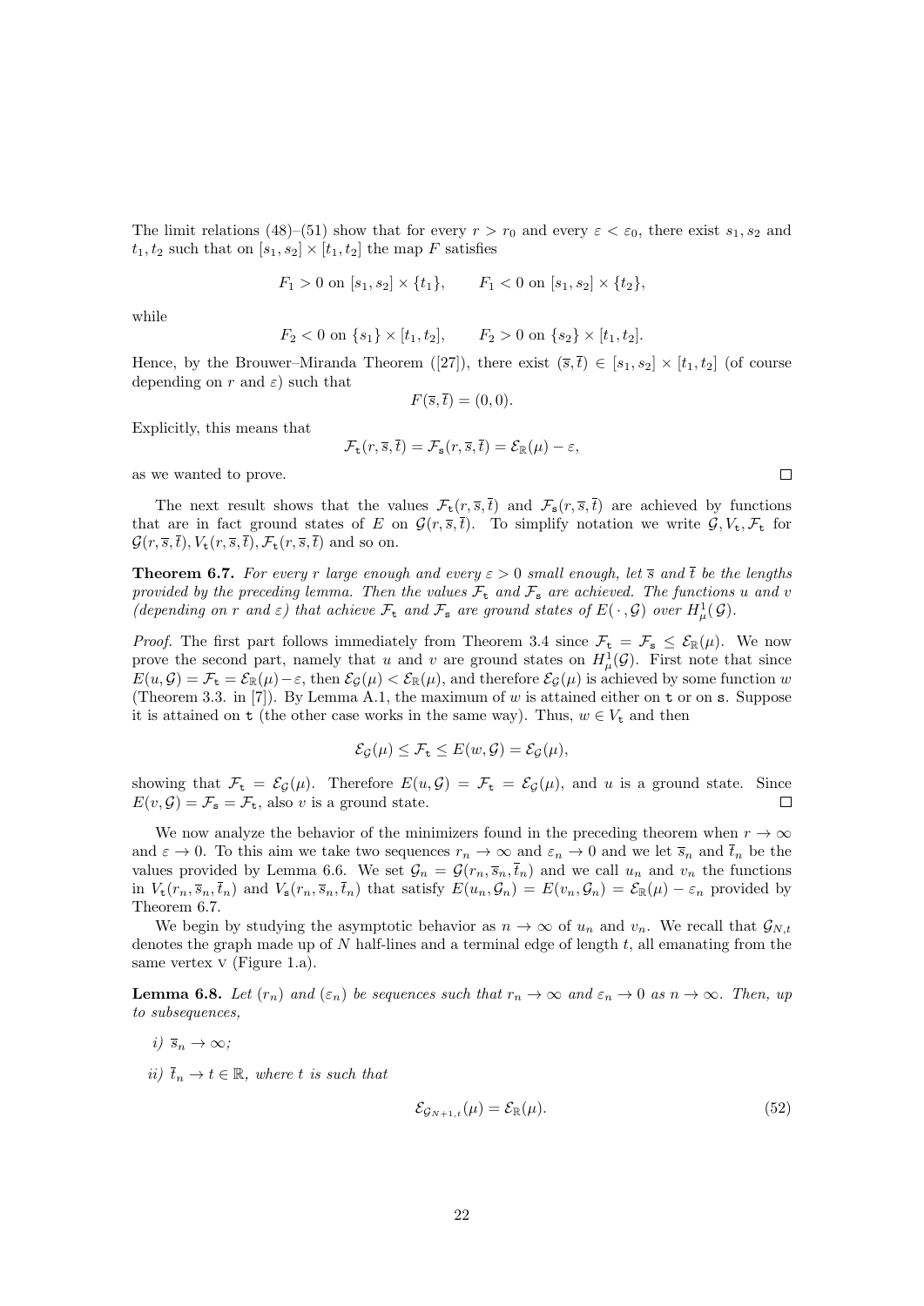The limit relations (48)–(51) show that for every $r > r_0$ and every $\varepsilon < \varepsilon_0$, there exist $s_1, s_2$ and $t_1, t_2$ such that on $[s_1, s_2] \times [t_1, t_2]$ the map $F$ satisfies

$$F_1 > 0 \text{ on } [s_1, s_2] \times \{t_1\}, \qquad F_1 < 0 \text{ on } [s_1, s_2] \times \{t_2\},$$

while

$$F_2 < 0 \text{ on } \{s_1\} \times [t_1, t_2], \qquad F_2 > 0 \text{ on } \{s_2\} \times [t_1, t_2].$$

Hence, by the Brouwer–Miranda Theorem ([27]), there exist $(\overline{s}, \overline{t}) \in [s_1, s_2] \times [t_1, t_2]$ (of course depending on $r$ and $\varepsilon$) such that

$$F(\overline{s}, \overline{t}) = (0, 0).$$

Explicitly, this means that

$$\mathcal{F}_{\mathtt{t}}(r, \overline{s}, \overline{t}) = \mathcal{F}_{\mathtt{s}}(r, \overline{s}, \overline{t}) = \mathcal{E}_{\mathbb{R}}(\mu) - \varepsilon,$$

as we wanted to prove. □

The next result shows that the values $\mathcal{F}_{\mathtt{t}}(r, \overline{s}, \overline{t})$ and $\mathcal{F}_{\mathtt{s}}(r, \overline{s}, \overline{t})$ are achieved by functions that are in fact ground states of $E$ on $\mathcal{G}(r, \overline{s}, \overline{t})$. To simplify notation we write $\mathcal{G}, V_{\mathtt{t}}, \mathcal{F}_{\mathtt{t}}$ for $\mathcal{G}(r, \overline{s}, \overline{t}), V_{\mathtt{t}}(r, \overline{s}, \overline{t}), \mathcal{F}_{\mathtt{t}}(r, \overline{s}, \overline{t})$ and so on.

**Theorem 6.7.** *For every $r$ large enough and every $\varepsilon > 0$ small enough, let $\overline{s}$ and $\overline{t}$ be the lengths provided by the preceding lemma. Then the values $\mathcal{F}_{\mathtt{t}}$ and $\mathcal{F}_{\mathtt{s}}$ are achieved. The functions $u$ and $v$ (depending on $r$ and $\varepsilon$) that achieve $\mathcal{F}_{\mathtt{t}}$ and $\mathcal{F}_{\mathtt{s}}$ are ground states of $E(\,\cdot\,, \mathcal{G})$ over $H^1_\mu(\mathcal{G})$.*

*Proof.* The first part follows immediately from Theorem 3.4 since $\mathcal{F}_{\mathtt{t}} = \mathcal{F}_{\mathtt{s}} \leq \mathcal{E}_{\mathbb{R}}(\mu)$. We now prove the second part, namely that $u$ and $v$ are ground states on $H^1_\mu(\mathcal{G})$. First note that since $E(u, \mathcal{G}) = \mathcal{F}_{\mathtt{t}} = \mathcal{E}_{\mathbb{R}}(\mu) - \varepsilon$, then $\mathcal{E}_{\mathcal{G}}(\mu) < \mathcal{E}_{\mathbb{R}}(\mu)$, and therefore $\mathcal{E}_{\mathcal{G}}(\mu)$ is achieved by some function $w$ (Theorem 3.3. in [7]). By Lemma A.1, the maximum of $w$ is attained either on $\mathtt{t}$ or on $\mathtt{s}$. Suppose it is attained on $\mathtt{t}$ (the other case works in the same way). Thus, $w \in V_{\mathtt{t}}$ and then

$$\mathcal{E}_{\mathcal{G}}(\mu) \leq \mathcal{F}_{\mathtt{t}} \leq E(w, \mathcal{G}) = \mathcal{E}_{\mathcal{G}}(\mu),$$

showing that $\mathcal{F}_{\mathtt{t}} = \mathcal{E}_{\mathcal{G}}(\mu)$. Therefore $E(u, \mathcal{G}) = \mathcal{F}_{\mathtt{t}} = \mathcal{E}_{\mathcal{G}}(\mu)$, and $u$ is a ground state. Since $E(v, \mathcal{G}) = \mathcal{F}_{\mathtt{s}} = \mathcal{F}_{\mathtt{t}}$, also $v$ is a ground state. □

We now analyze the behavior of the minimizers found in the preceding theorem when $r \to \infty$ and $\varepsilon \to 0$. To this aim we take two sequences $r_n \to \infty$ and $\varepsilon_n \to 0$ and we let $\overline{s}_n$ and $\overline{t}_n$ be the values provided by Lemma 6.6. We set $\mathcal{G}_n = \mathcal{G}(r_n, \overline{s}_n, \overline{t}_n)$ and we call $u_n$ and $v_n$ the functions in $V_{\mathtt{t}}(r_n, \overline{s}_n, \overline{t}_n)$ and $V_{\mathtt{s}}(r_n, \overline{s}_n, \overline{t}_n)$ that satisfy $E(u_n, \mathcal{G}_n) = E(v_n, \mathcal{G}_n) = \mathcal{E}_{\mathbb{R}}(\mu) - \varepsilon_n$ provided by Theorem 6.7.

We begin by studying the asymptotic behavior as $n \to \infty$ of $u_n$ and $v_n$. We recall that $\mathcal{G}_{N,t}$ denotes the graph made up of $N$ half-lines and a terminal edge of length $t$, all emanating from the same vertex $\mathrm{v}$ (Figure 1.a).

**Lemma 6.8.** *Let $(r_n)$ and $(\varepsilon_n)$ be sequences such that $r_n \to \infty$ and $\varepsilon_n \to 0$ as $n \to \infty$. Then, up to subsequences,*

*i)* $\overline{s}_n \to \infty$;

*ii)* $\overline{t}_n \to t \in \mathbb{R}$, *where $t$ is such that*

$$\mathcal{E}_{\mathcal{G}_{N+1,t}}(\mu) = \mathcal{E}_{\mathbb{R}}(\mu). \tag{52}$$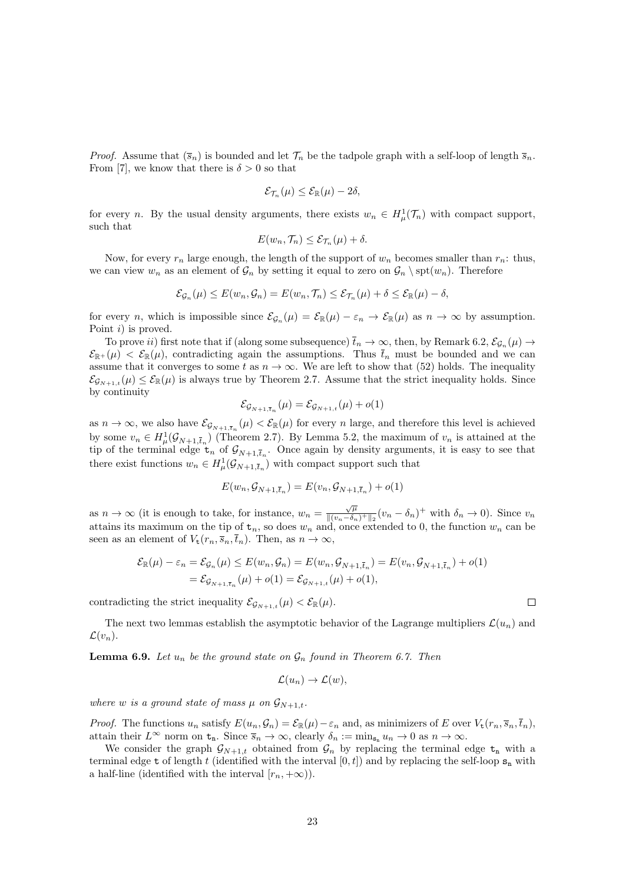*Proof.* Assume that $(\overline{s}_n)$ is bounded and let $\mathcal{T}_n$ be the tadpole graph with a self-loop of length $\overline{s}_n$. From [7], we know that there is $\delta > 0$ so that

$$\mathcal{E}_{\mathcal{T}_n}(\mu) \le \mathcal{E}_{\mathbb{R}}(\mu) - 2\delta,$$

for every $n$. By the usual density arguments, there exists $w_n \in H^1_\mu(\mathcal{T}_n)$ with compact support, such that

$$E(w_n, \mathcal{T}_n) \le \mathcal{E}_{\mathcal{T}_n}(\mu) + \delta.$$

Now, for every $r_n$ large enough, the length of the support of $w_n$ becomes smaller than $r_n$: thus, we can view $w_n$ as an element of $\mathcal{G}_n$ by setting it equal to zero on $\mathcal{G}_n \setminus \operatorname{spt}(w_n)$. Therefore

$$\mathcal{E}_{\mathcal{G}_n}(\mu) \le E(w_n, \mathcal{G}_n) = E(w_n, \mathcal{T}_n) \le \mathcal{E}_{\mathcal{T}_n}(\mu) + \delta \le \mathcal{E}_{\mathbb{R}}(\mu) - \delta,$$

for every $n$, which is impossible since $\mathcal{E}_{\mathcal{G}_n}(\mu) = \mathcal{E}_{\mathbb{R}}(\mu) - \varepsilon_n \to \mathcal{E}_{\mathbb{R}}(\mu)$ as $n \to \infty$ by assumption. Point *i)* is proved.

To prove *ii)* first note that if (along some subsequence) $\overline{t}_n \to \infty$, then, by Remark 6.2, $\mathcal{E}_{\mathcal{G}_n}(\mu) \to \mathcal{E}_{\mathbb{R}^+}(\mu) < \mathcal{E}_{\mathbb{R}}(\mu)$, contradicting again the assumptions. Thus $\overline{t}_n$ must be bounded and we can assume that it converges to some $t$ as $n \to \infty$. We are left to show that (52) holds. The inequality $\mathcal{E}_{\mathcal{G}_{N+1,t}}(\mu) \le \mathcal{E}_{\mathbb{R}}(\mu)$ is always true by Theorem 2.7. Assume that the strict inequality holds. Since by continuity

$$\mathcal{E}_{\mathcal{G}_{N+1,\overline{t}_n}}(\mu) = \mathcal{E}_{\mathcal{G}_{N+1,t}}(\mu) + o(1)$$

as $n \to \infty$, we also have $\mathcal{E}_{\mathcal{G}_{N+1,\overline{t}_n}}(\mu) < \mathcal{E}_{\mathbb{R}}(\mu)$ for every $n$ large, and therefore this level is achieved by some $v_n \in H^1_\mu(\mathcal{G}_{N+1,\overline{t}_n})$ (Theorem 2.7). By Lemma 5.2, the maximum of $v_n$ is attained at the tip of the terminal edge $\mathtt{t}_n$ of $\mathcal{G}_{N+1,\overline{t}_n}$. Once again by density arguments, it is easy to see that there exist functions $w_n \in H^1_\mu(\mathcal{G}_{N+1,\overline{t}_n})$ with compact support such that

$$E(w_n, \mathcal{G}_{N+1,\overline{t}_n}) = E(v_n, \mathcal{G}_{N+1,\overline{t}_n}) + o(1)$$

as $n \to \infty$ (it is enough to take, for instance, $w_n = \frac{\sqrt{\mu}}{\|(v_n-\delta_n)^+\|_2}(v_n - \delta_n)^+$ with $\delta_n \to 0$). Since $v_n$ attains its maximum on the tip of $\mathtt{t}_n$, so does $w_n$ and, once extended to 0, the function $w_n$ can be seen as an element of $V_{\mathtt{t}}(r_n, \overline{s}_n, \overline{t}_n)$. Then, as $n \to \infty$,

$$\begin{aligned}
\mathcal{E}_{\mathbb{R}}(\mu) - \varepsilon_n = \mathcal{E}_{\mathcal{G}_n}(\mu) &\le E(w_n, \mathcal{G}_n) = E(w_n, \mathcal{G}_{N+1,\overline{t}_n}) = E(v_n, \mathcal{G}_{N+1,\overline{t}_n}) + o(1) \\
&= \mathcal{E}_{\mathcal{G}_{N+1,\overline{t}_n}}(\mu) + o(1) = \mathcal{E}_{\mathcal{G}_{N+1,t}}(\mu) + o(1),
\end{aligned}$$

contradicting the strict inequality $\mathcal{E}_{\mathcal{G}_{N+1,t}}(\mu) < \mathcal{E}_{\mathbb{R}}(\mu)$. □

The next two lemmas establish the asymptotic behavior of the Lagrange multipliers $\mathcal{L}(u_n)$ and $\mathcal{L}(v_n)$.

**Lemma 6.9.** *Let $u_n$ be the ground state on $\mathcal{G}_n$ found in Theorem 6.7. Then*

$$\mathcal{L}(u_n) \to \mathcal{L}(w),$$

*where $w$ is a ground state of mass $\mu$ on $\mathcal{G}_{N+1,t}$.*

*Proof.* The functions $u_n$ satisfy $E(u_n, \mathcal{G}_n) = \mathcal{E}_{\mathbb{R}}(\mu) - \varepsilon_n$ and, as minimizers of $E$ over $V_{\mathtt{t}}(r_n, \overline{s}_n, \overline{t}_n)$, attain their $L^\infty$ norm on $\mathtt{t}_n$. Since $\overline{s}_n \to \infty$, clearly $\delta_n := \min_{\mathtt{s}_n} u_n \to 0$ as $n \to \infty$.

We consider the graph $\mathcal{G}_{N+1,t}$ obtained from $\mathcal{G}_n$ by replacing the terminal edge $\mathtt{t}_n$ with a terminal edge $\mathtt{t}$ of length $t$ (identified with the interval $[0, t]$) and by replacing the self-loop $\mathtt{s}_n$ with a half-line (identified with the interval $[r_n, +\infty)$).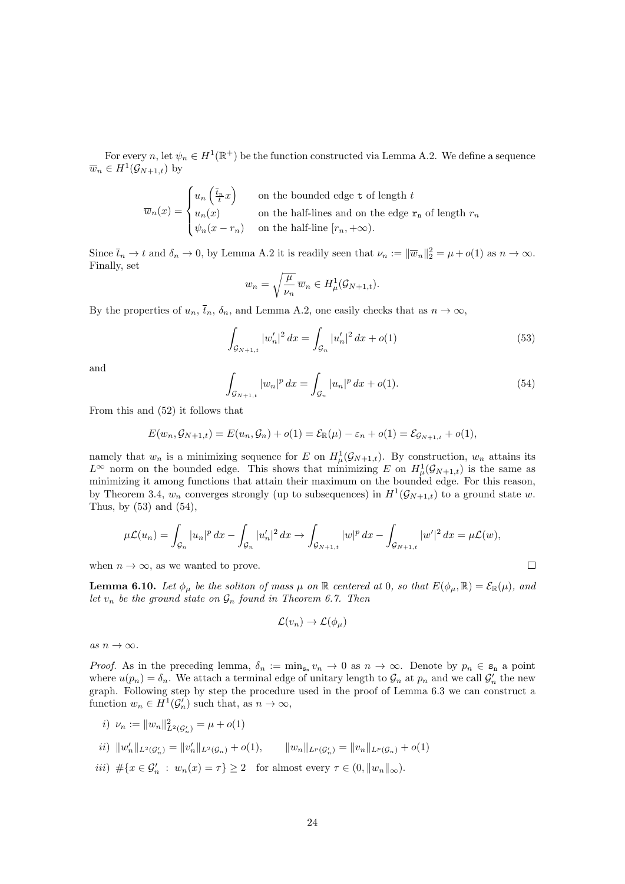For every $n$, let $\psi_n \in H^1(\mathbb{R}^+)$ be the function constructed via Lemma A.2. We define a sequence $\overline{w}_n \in H^1(\mathcal{G}_{N+1,t})$ by

$$\overline{w}_n(x) = \begin{cases} u_n\left(\frac{\overline{t}_n}{t}x\right) & \text{on the bounded edge } \mathtt{t} \text{ of length } t \\ u_n(x) & \text{on the half-lines and on the edge } \mathtt{r_n} \text{ of length } r_n \\ \psi_n(x - r_n) & \text{on the half-line } [r_n, +\infty). \end{cases}$$

Since $\overline{t}_n \to t$ and $\delta_n \to 0$, by Lemma A.2 it is readily seen that $\nu_n := \|\overline{w}_n\|_2^2 = \mu + o(1)$ as $n \to \infty$. Finally, set

$$w_n = \sqrt{\frac{\mu}{\nu_n}}\,\overline{w}_n \in H^1_\mu(\mathcal{G}_{N+1,t}).$$

By the properties of $u_n$, $\overline{t}_n$, $\delta_n$, and Lemma A.2, one easily checks that as $n \to \infty$,

$$\int_{\mathcal{G}_{N+1,t}} |w_n'|^2\,dx = \int_{\mathcal{G}_n} |u_n'|^2\,dx + o(1) \tag{53}$$

and

$$\int_{\mathcal{G}_{N+1,t}} |w_n|^p\,dx = \int_{\mathcal{G}_n} |u_n|^p\,dx + o(1). \tag{54}$$

From this and (52) it follows that

$$E(w_n, \mathcal{G}_{N+1,t}) = E(u_n, \mathcal{G}_n) + o(1) = \mathcal{E}_\mathbb{R}(\mu) - \varepsilon_n + o(1) = \mathcal{E}_{\mathcal{G}_{N+1,t}} + o(1),$$

namely that $w_n$ is a minimizing sequence for $E$ on $H^1_\mu(\mathcal{G}_{N+1,t})$. By construction, $w_n$ attains its $L^\infty$ norm on the bounded edge. This shows that minimizing $E$ on $H^1_\mu(\mathcal{G}_{N+1,t})$ is the same as minimizing it among functions that attain their maximum on the bounded edge. For this reason, by Theorem 3.4, $w_n$ converges strongly (up to subsequences) in $H^1(\mathcal{G}_{N+1,t})$ to a ground state $w$. Thus, by (53) and (54),

$$\mu\mathcal{L}(u_n) = \int_{\mathcal{G}_n} |u_n|^p\,dx - \int_{\mathcal{G}_n} |u_n'|^2\,dx \to \int_{\mathcal{G}_{N+1,t}} |w|^p\,dx - \int_{\mathcal{G}_{N+1,t}} |w'|^2\,dx = \mu\mathcal{L}(w),$$

when $n \to \infty$, as we wanted to prove. $\square$

**Lemma 6.10.** *Let $\phi_\mu$ be the soliton of mass $\mu$ on $\mathbb{R}$ centered at 0, so that $E(\phi_\mu, \mathbb{R}) = \mathcal{E}_\mathbb{R}(\mu)$, and let $v_n$ be the ground state on $\mathcal{G}_n$ found in Theorem 6.7. Then*

$$\mathcal{L}(v_n) \to \mathcal{L}(\phi_\mu)$$

*as $n \to \infty$.*

*Proof.* As in the preceding lemma, $\delta_n := \min_{\mathtt{s_n}} v_n \to 0$ as $n \to \infty$. Denote by $p_n \in \mathtt{s_n}$ a point where $u(p_n) = \delta_n$. We attach a terminal edge of unitary length to $\mathcal{G}_n$ at $p_n$ and we call $\mathcal{G}_n'$ the new graph. Following step by step the procedure used in the proof of Lemma 6.3 we can construct a function $w_n \in H^1(\mathcal{G}_n')$ such that, as $n \to \infty$,

*i)* $\nu_n := \|w_n\|^2_{L^2(\mathcal{G}_n')} = \mu + o(1)$

*ii)* $\|w_n'\|_{L^2(\mathcal{G}_n')} = \|v_n'\|_{L^2(\mathcal{G}_n)} + o(1), \qquad \|w_n\|_{L^p(\mathcal{G}_n')} = \|v_n\|_{L^p(\mathcal{G}_n)} + o(1)$

*iii)* $\#\{x \in \mathcal{G}_n' \,:\, w_n(x) = \tau\} \geq 2$ for almost every $\tau \in (0, \|w_n\|_\infty)$.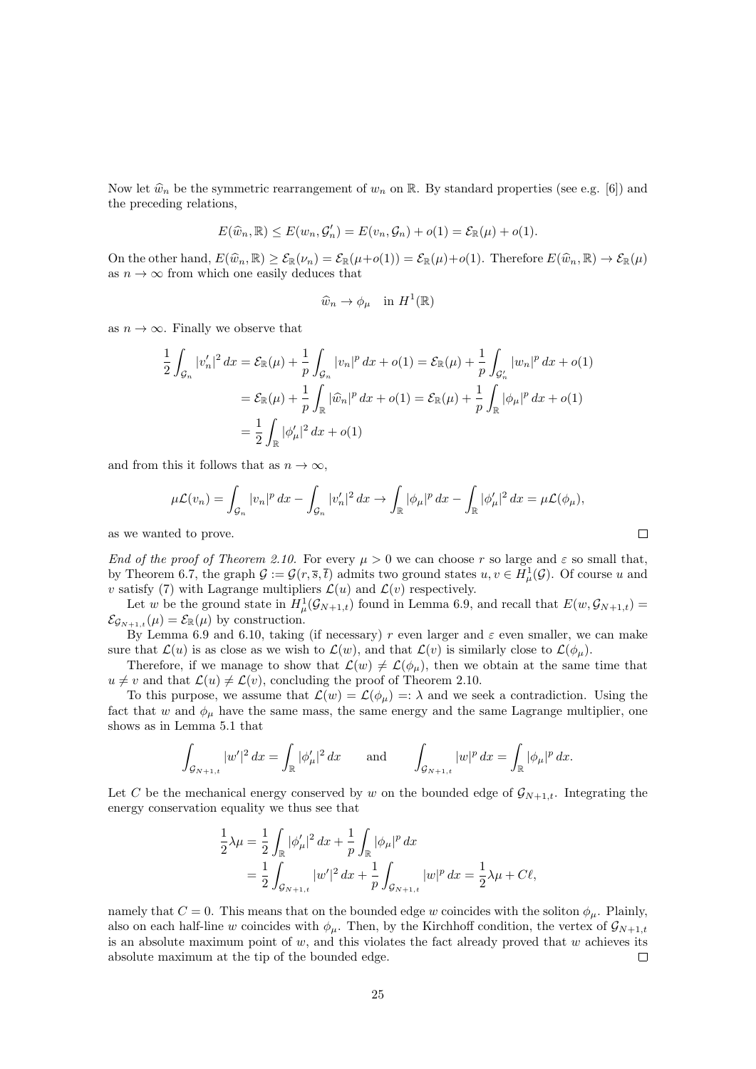Now let $\widehat{w}_n$ be the symmetric rearrangement of $w_n$ on $\mathbb{R}$. By standard properties (see e.g. [6]) and the preceding relations,

$$E(\widehat{w}_n, \mathbb{R}) \le E(w_n, \mathcal{G}'_n) = E(v_n, \mathcal{G}_n) + o(1) = \mathcal{E}_{\mathbb{R}}(\mu) + o(1).$$

On the other hand, $E(\widehat{w}_n, \mathbb{R}) \ge \mathcal{E}_{\mathbb{R}}(\nu_n) = \mathcal{E}_{\mathbb{R}}(\mu + o(1)) = \mathcal{E}_{\mathbb{R}}(\mu) + o(1)$. Therefore $E(\widehat{w}_n, \mathbb{R}) \to \mathcal{E}_{\mathbb{R}}(\mu)$ as $n \to \infty$ from which one easily deduces that

$$\widehat{w}_n \to \phi_\mu \quad \text{in } H^1(\mathbb{R})$$

as $n \to \infty$. Finally we observe that

$$\begin{aligned}
\frac{1}{2}\int_{\mathcal{G}_n} |v_n'|^2\,dx &= \mathcal{E}_{\mathbb{R}}(\mu) + \frac{1}{p}\int_{\mathcal{G}_n} |v_n|^p\,dx + o(1) = \mathcal{E}_{\mathbb{R}}(\mu) + \frac{1}{p}\int_{\mathcal{G}'_n} |w_n|^p\,dx + o(1) \\
&= \mathcal{E}_{\mathbb{R}}(\mu) + \frac{1}{p}\int_{\mathbb{R}} |\widehat{w}_n|^p\,dx + o(1) = \mathcal{E}_{\mathbb{R}}(\mu) + \frac{1}{p}\int_{\mathbb{R}} |\phi_\mu|^p\,dx + o(1) \\
&= \frac{1}{2}\int_{\mathbb{R}} |\phi_\mu'|^2\,dx + o(1)
\end{aligned}$$

and from this it follows that as $n \to \infty$,

$$\mu\mathcal{L}(v_n) = \int_{\mathcal{G}_n} |v_n|^p\,dx - \int_{\mathcal{G}_n} |v_n'|^2\,dx \to \int_{\mathbb{R}} |\phi_\mu|^p\,dx - \int_{\mathbb{R}} |\phi_\mu'|^2\,dx = \mu\mathcal{L}(\phi_\mu),$$

as we wanted to prove. □

*End of the proof of Theorem 2.10.* For every $\mu > 0$ we can choose $r$ so large and $\varepsilon$ so small that, by Theorem 6.7, the graph $\mathcal{G} := \mathcal{G}(r, \overline{s}, \overline{t})$ admits two ground states $u, v \in H^1_\mu(\mathcal{G})$. Of course $u$ and $v$ satisfy (7) with Lagrange multipliers $\mathcal{L}(u)$ and $\mathcal{L}(v)$ respectively.

Let $w$ be the ground state in $H^1_\mu(\mathcal{G}_{N+1,t})$ found in Lemma 6.9, and recall that $E(w, \mathcal{G}_{N+1,t}) = \mathcal{E}_{\mathcal{G}_{N+1,t}}(\mu) = \mathcal{E}_{\mathbb{R}}(\mu)$ by construction.

By Lemma 6.9 and 6.10, taking (if necessary) $r$ even larger and $\varepsilon$ even smaller, we can make sure that $\mathcal{L}(u)$ is as close as we wish to $\mathcal{L}(w)$, and that $\mathcal{L}(v)$ is similarly close to $\mathcal{L}(\phi_\mu)$.

Therefore, if we manage to show that $\mathcal{L}(w) \ne \mathcal{L}(\phi_\mu)$, then we obtain at the same time that $u \ne v$ and that $\mathcal{L}(u) \ne \mathcal{L}(v)$, concluding the proof of Theorem 2.10.

To this purpose, we assume that $\mathcal{L}(w) = \mathcal{L}(\phi_\mu) =: \lambda$ and we seek a contradiction. Using the fact that $w$ and $\phi_\mu$ have the same mass, the same energy and the same Lagrange multiplier, one shows as in Lemma 5.1 that

$$\int_{\mathcal{G}_{N+1,t}} |w'|^2\,dx = \int_{\mathbb{R}} |\phi_\mu'|^2\,dx \qquad \text{and} \qquad \int_{\mathcal{G}_{N+1,t}} |w|^p\,dx = \int_{\mathbb{R}} |\phi_\mu|^p\,dx.$$

Let $C$ be the mechanical energy conserved by $w$ on the bounded edge of $\mathcal{G}_{N+1,t}$. Integrating the energy conservation equality we thus see that

$$\begin{aligned}
\frac{1}{2}\lambda\mu &= \frac{1}{2}\int_{\mathbb{R}} |\phi_\mu'|^2\,dx + \frac{1}{p}\int_{\mathbb{R}} |\phi_\mu|^p\,dx \\
&= \frac{1}{2}\int_{\mathcal{G}_{N+1,t}} |w'|^2\,dx + \frac{1}{p}\int_{\mathcal{G}_{N+1,t}} |w|^p\,dx = \frac{1}{2}\lambda\mu + C\ell,
\end{aligned}$$

namely that $C = 0$. This means that on the bounded edge $w$ coincides with the soliton $\phi_\mu$. Plainly, also on each half-line $w$ coincides with $\phi_\mu$. Then, by the Kirchhoff condition, the vertex of $\mathcal{G}_{N+1,t}$ is an absolute maximum point of $w$, and this violates the fact already proved that $w$ achieves its absolute maximum at the tip of the bounded edge. □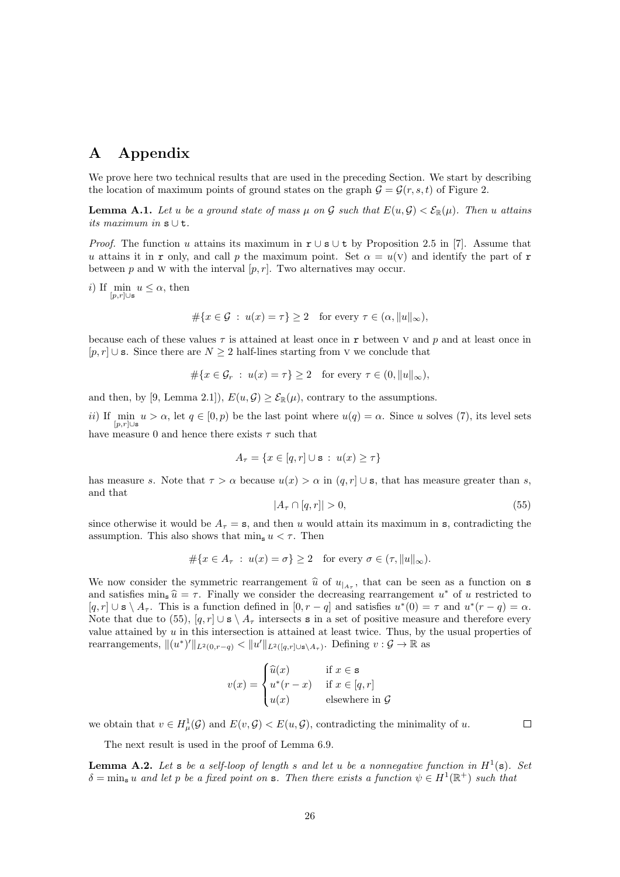# A Appendix

We prove here two technical results that are used in the preceding Section. We start by describing the location of maximum points of ground states on the graph $\mathcal{G} = \mathcal{G}(r, s, t)$ of Figure 2.

**Lemma A.1.** *Let $u$ be a ground state of mass $\mu$ on $\mathcal{G}$ such that $E(u, \mathcal{G}) < \mathcal{E}_{\mathbb{R}}(\mu)$. Then $u$ attains its maximum in $\mathtt{s} \cup \mathtt{t}$.*

*Proof.* The function $u$ attains its maximum in $\mathtt{r} \cup \mathtt{s} \cup \mathtt{t}$ by Proposition 2.5 in [7]. Assume that $u$ attains it in $\mathtt{r}$ only, and call $p$ the maximum point. Set $\alpha = u(\mathrm{V})$ and identify the part of $\mathtt{r}$ between $p$ and W with the interval $[p, r]$. Two alternatives may occur.

*i)* If $\min_{[p,r]\cup\mathtt{s}} u \leq \alpha$, then

$$\#\{x \in \mathcal{G} \ : \ u(x) = \tau\} \geq 2 \quad \text{for every } \tau \in (\alpha, \|u\|_\infty),$$

because each of these values $\tau$ is attained at least once in $\mathtt{r}$ between V and $p$ and at least once in $[p, r] \cup \mathtt{s}$. Since there are $N \geq 2$ half-lines starting from V we conclude that

$$\#\{x \in \mathcal{G}_r \ : \ u(x) = \tau\} \geq 2 \quad \text{for every } \tau \in (0, \|u\|_\infty),$$

and then, by [9, Lemma 2.1]), $E(u, \mathcal{G}) \geq \mathcal{E}_{\mathbb{R}}(\mu)$, contrary to the assumptions.

*ii)* If $\min_{[p,r]\cup\mathtt{s}} u > \alpha$, let $q \in [0, p)$ be the last point where $u(q) = \alpha$. Since $u$ solves (7), its level sets have measure 0 and hence there exists $\tau$ such that

$$A_\tau = \{x \in [q, r] \cup \mathtt{s} \ : \ u(x) \geq \tau\}$$

has measure $s$. Note that $\tau > \alpha$ because $u(x) > \alpha$ in $(q, r] \cup \mathtt{s}$, that has measure greater than $s$, and that

$$|A_\tau \cap [q, r]| > 0, \tag{55}$$

since otherwise it would be $A_\tau = \mathtt{s}$, and then $u$ would attain its maximum in $\mathtt{s}$, contradicting the assumption. This also shows that $\min_{\mathtt{s}} u < \tau$. Then

$$\#\{x \in A_\tau \ : \ u(x) = \sigma\} \geq 2 \quad \text{for every } \sigma \in (\tau, \|u\|_\infty).$$

We now consider the symmetric rearrangement $\widehat{u}$ of $u_{|A_\tau}$, that can be seen as a function on $\mathtt{s}$ and satisfies $\min_{\mathtt{s}} \widehat{u} = \tau$. Finally we consider the decreasing rearrangement $u^*$ of $u$ restricted to $[q, r] \cup \mathtt{s} \setminus A_\tau$. This is a function defined in $[0, r - q]$ and satisfies $u^*(0) = \tau$ and $u^*(r - q) = \alpha$. Note that due to (55), $[q, r] \cup \mathtt{s} \setminus A_\tau$ intersects $\mathtt{s}$ in a set of positive measure and therefore every value attained by $u$ in this intersection is attained at least twice. Thus, by the usual properties of rearrangements, $\|(u^*)'\|_{L^2(0,r-q)} < \|u'\|_{L^2([q,r]\cup\mathtt{s}\setminus A_\tau)}$. Defining $v : \mathcal{G} \to \mathbb{R}$ as

$$v(x) = \begin{cases} \widehat{u}(x) & \text{if } x \in \mathtt{s} \\ u^*(r - x) & \text{if } x \in [q, r] \\ u(x) & \text{elsewhere in } \mathcal{G} \end{cases}$$

we obtain that $v \in H^1_\mu(\mathcal{G})$ and $E(v, \mathcal{G}) < E(u, \mathcal{G})$, contradicting the minimality of $u$. $\square$

The next result is used in the proof of Lemma 6.9.

**Lemma A.2.** *Let $\mathtt{s}$ be a self-loop of length $s$ and let $u$ be a nonnegative function in $H^1(\mathtt{s})$. Set $\delta = \min_{\mathtt{s}} u$ and let $p$ be a fixed point on $\mathtt{s}$. Then there exists a function $\psi \in H^1(\mathbb{R}^+)$ such that*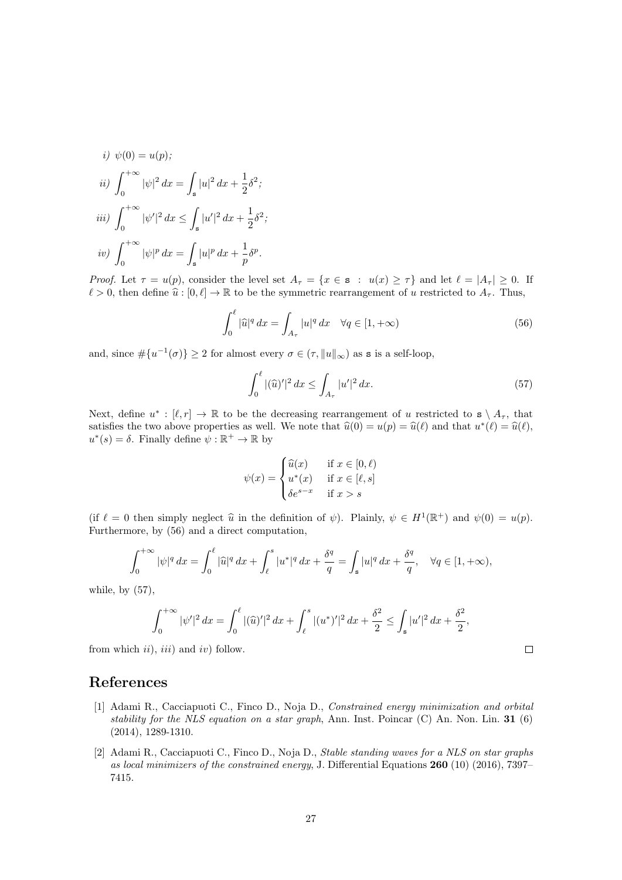*i)* $\psi(0) = u(p)$;

*ii)* $\displaystyle\int_0^{+\infty} |\psi|^2 \, dx = \int_{\mathtt{s}} |u|^2 \, dx + \frac{1}{2}\delta^2$;

*iii)* $\displaystyle\int_0^{+\infty} |\psi'|^2 \, dx \leq \int_{\mathtt{s}} |u'|^2 \, dx + \frac{1}{2}\delta^2$;

*iv)* $\displaystyle\int_0^{+\infty} |\psi|^p \, dx = \int_{\mathtt{s}} |u|^p \, dx + \frac{1}{p}\delta^p$.

*Proof.* Let $\tau = u(p)$, consider the level set $A_\tau = \{x \in \mathtt{s} \ : \ u(x) \geq \tau\}$ and let $\ell = |A_\tau| \geq 0$. If $\ell > 0$, then define $\widehat{u} : [0, \ell] \to \mathbb{R}$ to be the symmetric rearrangement of $u$ restricted to $A_\tau$. Thus,

$$\int_0^\ell |\widehat{u}|^q \, dx = \int_{A_\tau} |u|^q \, dx \quad \forall q \in [1, +\infty) \tag{56}$$

and, since $\#\{u^{-1}(\sigma)\} \geq 2$ for almost every $\sigma \in (\tau, \|u\|_\infty)$ as $\mathtt{s}$ is a self-loop,

$$\int_0^\ell |(\widehat{u})'|^2 \, dx \leq \int_{A_\tau} |u'|^2 \, dx. \tag{57}$$

Next, define $u^* : [\ell, r] \to \mathbb{R}$ to be the decreasing rearrangement of $u$ restricted to $\mathtt{s} \setminus A_\tau$, that satisfies the two above properties as well. We note that $\widehat{u}(0) = u(p) = \widehat{u}(\ell)$ and that $u^*(\ell) = \widehat{u}(\ell)$, $u^*(s) = \delta$. Finally define $\psi : \mathbb{R}^+ \to \mathbb{R}$ by

$$\psi(x) = \begin{cases} \widehat{u}(x) & \text{if } x \in [0, \ell) \\ u^*(x) & \text{if } x \in [\ell, s] \\ \delta e^{s-x} & \text{if } x > s \end{cases}$$

(if $\ell = 0$ then simply neglect $\widehat{u}$ in the definition of $\psi$). Plainly, $\psi \in H^1(\mathbb{R}^+)$ and $\psi(0) = u(p)$. Furthermore, by (56) and a direct computation,

$$\int_0^{+\infty} |\psi|^q \, dx = \int_0^\ell |\widehat{u}|^q \, dx + \int_\ell^s |u^*|^q \, dx + \frac{\delta^q}{q} = \int_{\mathtt{s}} |u|^q \, dx + \frac{\delta^q}{q}, \quad \forall q \in [1, +\infty),$$

while, by (57),

$$\int_0^{+\infty} |\psi'|^2 \, dx = \int_0^\ell |(\widehat{u})'|^2 \, dx + \int_\ell^s |(u^*)'|^2 \, dx + \frac{\delta^2}{2} \leq \int_{\mathtt{s}} |u'|^2 \, dx + \frac{\delta^2}{2},$$

from which *ii)*, *iii)* and *iv)* follow. $\square$

## References

[1] Adami R., Cacciapuoti C., Finco D., Noja D., *Constrained energy minimization and orbital stability for the NLS equation on a star graph*, Ann. Inst. Poincar (C) An. Non. Lin. **31** (6) (2014), 1289-1310.

[2] Adami R., Cacciapuoti C., Finco D., Noja D., *Stable standing waves for a NLS on star graphs as local minimizers of the constrained energy*, J. Differential Equations **260** (10) (2016), 7397–7415.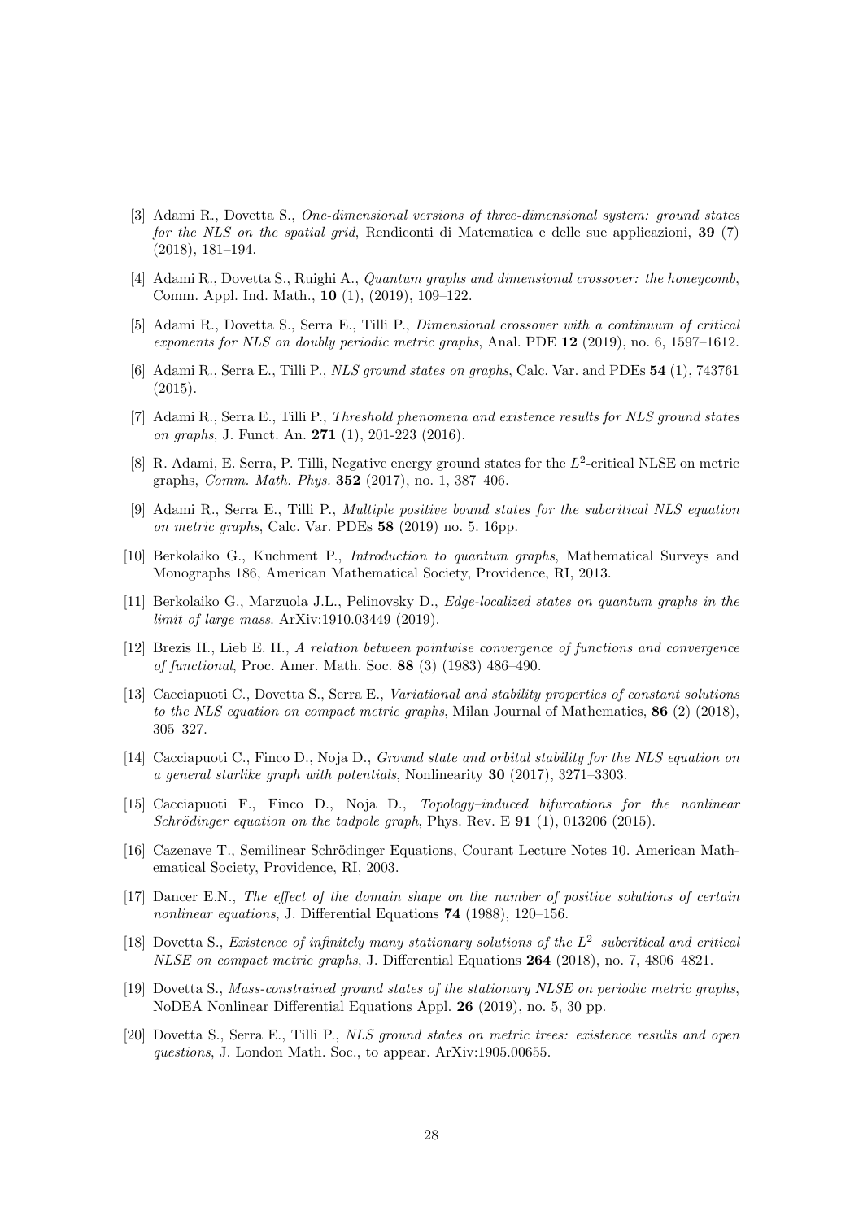[3] Adami R., Dovetta S., *One-dimensional versions of three-dimensional system: ground states for the NLS on the spatial grid*, Rendiconti di Matematica e delle sue applicazioni, **39** (7) (2018), 181–194.

[4] Adami R., Dovetta S., Ruighi A., *Quantum graphs and dimensional crossover: the honeycomb*, Comm. Appl. Ind. Math., **10** (1), (2019), 109–122.

[5] Adami R., Dovetta S., Serra E., Tilli P., *Dimensional crossover with a continuum of critical exponents for NLS on doubly periodic metric graphs*, Anal. PDE **12** (2019), no. 6, 1597–1612.

[6] Adami R., Serra E., Tilli P., *NLS ground states on graphs*, Calc. Var. and PDEs **54** (1), 743761 (2015).

[7] Adami R., Serra E., Tilli P., *Threshold phenomena and existence results for NLS ground states on graphs*, J. Funct. An. **271** (1), 201-223 (2016).

[8] R. Adami, E. Serra, P. Tilli, Negative energy ground states for the $L^2$-critical NLSE on metric graphs, *Comm. Math. Phys.* **352** (2017), no. 1, 387–406.

[9] Adami R., Serra E., Tilli P., *Multiple positive bound states for the subcritical NLS equation on metric graphs*, Calc. Var. PDEs **58** (2019) no. 5. 16pp.

[10] Berkolaiko G., Kuchment P., *Introduction to quantum graphs*, Mathematical Surveys and Monographs 186, American Mathematical Society, Providence, RI, 2013.

[11] Berkolaiko G., Marzuola J.L., Pelinovsky D., *Edge-localized states on quantum graphs in the limit of large mass*. ArXiv:1910.03449 (2019).

[12] Brezis H., Lieb E. H., *A relation between pointwise convergence of functions and convergence of functional*, Proc. Amer. Math. Soc. **88** (3) (1983) 486–490.

[13] Cacciapuoti C., Dovetta S., Serra E., *Variational and stability properties of constant solutions to the NLS equation on compact metric graphs*, Milan Journal of Mathematics, **86** (2) (2018), 305–327.

[14] Cacciapuoti C., Finco D., Noja D., *Ground state and orbital stability for the NLS equation on a general starlike graph with potentials*, Nonlinearity **30** (2017), 3271–3303.

[15] Cacciapuoti F., Finco D., Noja D., *Topology–induced bifurcations for the nonlinear Schrödinger equation on the tadpole graph*, Phys. Rev. E **91** (1), 013206 (2015).

[16] Cazenave T., Semilinear Schrödinger Equations, Courant Lecture Notes 10. American Mathematical Society, Providence, RI, 2003.

[17] Dancer E.N., *The effect of the domain shape on the number of positive solutions of certain nonlinear equations*, J. Differential Equations **74** (1988), 120–156.

[18] Dovetta S., *Existence of infinitely many stationary solutions of the $L^2$–subcritical and critical NLSE on compact metric graphs*, J. Differential Equations **264** (2018), no. 7, 4806–4821.

[19] Dovetta S., *Mass-constrained ground states of the stationary NLSE on periodic metric graphs*, NoDEA Nonlinear Differential Equations Appl. **26** (2019), no. 5, 30 pp.

[20] Dovetta S., Serra E., Tilli P., *NLS ground states on metric trees: existence results and open questions*, J. London Math. Soc., to appear. ArXiv:1905.00655.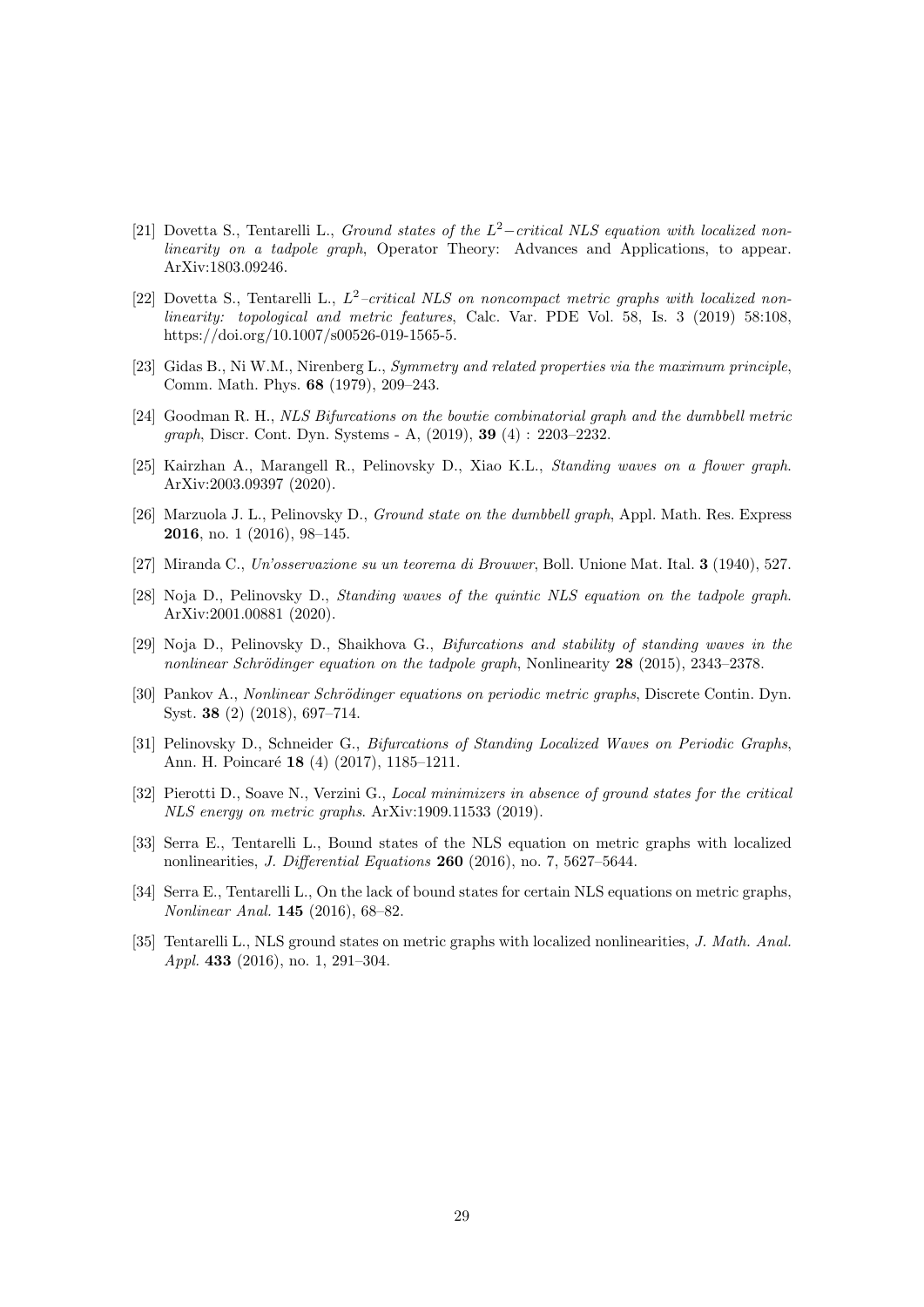[21] Dovetta S., Tentarelli L., *Ground states of the $L^2-$critical NLS equation with localized nonlinearity on a tadpole graph*, Operator Theory: Advances and Applications, to appear. ArXiv:1803.09246.

[22] Dovetta S., Tentarelli L., *$L^2$–critical NLS on noncompact metric graphs with localized nonlinearity: topological and metric features*, Calc. Var. PDE Vol. 58, Is. 3 (2019) 58:108, https://doi.org/10.1007/s00526-019-1565-5.

[23] Gidas B., Ni W.M., Nirenberg L., *Symmetry and related properties via the maximum principle*, Comm. Math. Phys. **68** (1979), 209–243.

[24] Goodman R. H., *NLS Bifurcations on the bowtie combinatorial graph and the dumbbell metric graph*, Discr. Cont. Dyn. Systems - A, (2019), **39** (4) : 2203–2232.

[25] Kairzhan A., Marangell R., Pelinovsky D., Xiao K.L., *Standing waves on a flower graph*. ArXiv:2003.09397 (2020).

[26] Marzuola J. L., Pelinovsky D., *Ground state on the dumbbell graph*, Appl. Math. Res. Express **2016**, no. 1 (2016), 98–145.

[27] Miranda C., *Un'osservazione su un teorema di Brouwer*, Boll. Unione Mat. Ital. **3** (1940), 527.

[28] Noja D., Pelinovsky D., *Standing waves of the quintic NLS equation on the tadpole graph*. ArXiv:2001.00881 (2020).

[29] Noja D., Pelinovsky D., Shaikhova G., *Bifurcations and stability of standing waves in the nonlinear Schrödinger equation on the tadpole graph*, Nonlinearity **28** (2015), 2343–2378.

[30] Pankov A., *Nonlinear Schrödinger equations on periodic metric graphs*, Discrete Contin. Dyn. Syst. **38** (2) (2018), 697–714.

[31] Pelinovsky D., Schneider G., *Bifurcations of Standing Localized Waves on Periodic Graphs*, Ann. H. Poincaré **18** (4) (2017), 1185–1211.

[32] Pierotti D., Soave N., Verzini G., *Local minimizers in absence of ground states for the critical NLS energy on metric graphs*. ArXiv:1909.11533 (2019).

[33] Serra E., Tentarelli L., Bound states of the NLS equation on metric graphs with localized nonlinearities, *J. Differential Equations* **260** (2016), no. 7, 5627–5644.

[34] Serra E., Tentarelli L., On the lack of bound states for certain NLS equations on metric graphs, *Nonlinear Anal.* **145** (2016), 68–82.

[35] Tentarelli L., NLS ground states on metric graphs with localized nonlinearities, *J. Math. Anal. Appl.* **433** (2016), no. 1, 291–304.